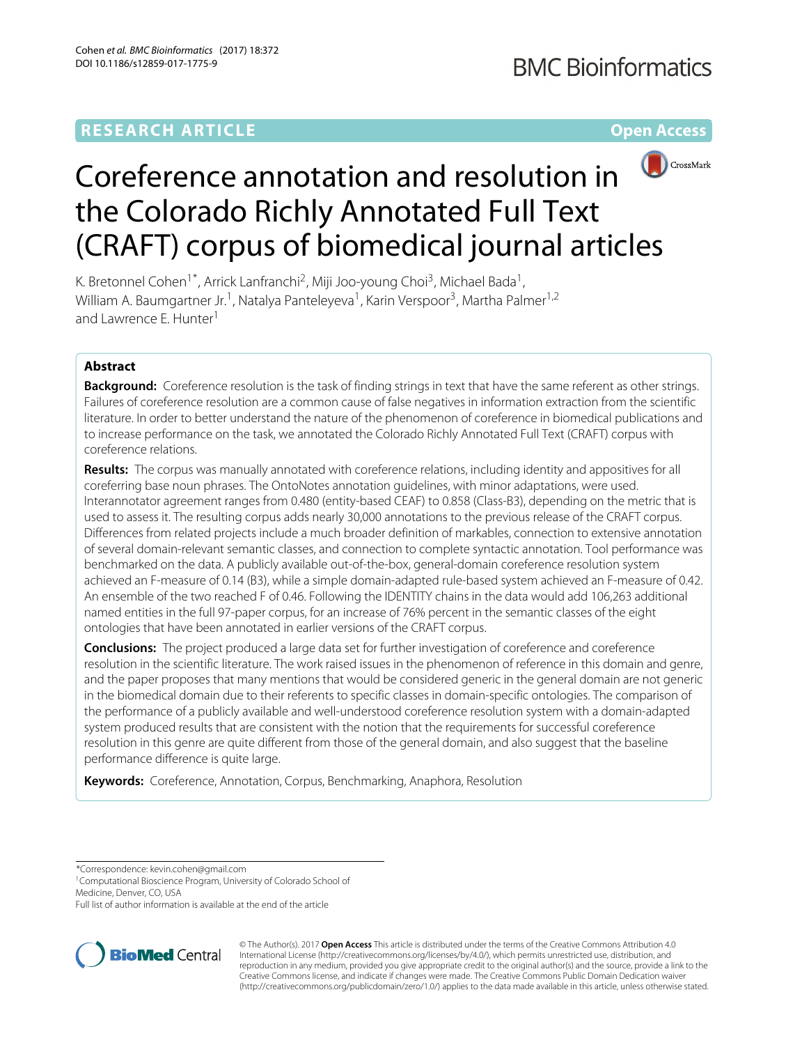RESEARCH ARTICLE

Open Access

# Coreference annotation and resolution in the Colorado Richly Annotated Full Text (CRAFT) corpus of biomedical journal articles

K. Bretonnel Cohen[1*], Arrick Lanfranchi[2], Miji Joo-young Choi[3], Michael Bada[1], William A. Baumgartner Jr.[1], Natalya Panteleyeva[1], Karin Verspoor[3], Martha Palmer[1,2] and Lawrence E. Hunter[1]

## Abstract

**Background:** Coreference resolution is the task of finding strings in text that have the same referent as other strings. Failures of coreference resolution are a common cause of false negatives in information extraction from the scientific literature. In order to better understand the nature of the phenomenon of coreference in biomedical publications and to increase performance on the task, we annotated the Colorado Richly Annotated Full Text (CRAFT) corpus with coreference relations.

**Results:** The corpus was manually annotated with coreference relations, including identity and appositives for all coreferring base noun phrases. The OntoNotes annotation guidelines, with minor adaptations, were used. Interannotator agreement ranges from 0.480 (entity-based CEAF) to 0.858 (Class-B3), depending on the metric that is used to assess it. The resulting corpus adds nearly 30,000 annotations to the previous release of the CRAFT corpus. Differences from related projects include a much broader definition of markables, connection to extensive annotation of several domain-relevant semantic classes, and connection to complete syntactic annotation. Tool performance was benchmarked on the data. A publicly available out-of-the-box, general-domain coreference resolution system achieved an F-measure of 0.14 (B3), while a simple domain-adapted rule-based system achieved an F-measure of 0.42. An ensemble of the two reached F of 0.46. Following the IDENTITY chains in the data would add 106,263 additional named entities in the full 97-paper corpus, for an increase of 76% percent in the semantic classes of the eight ontologies that have been annotated in earlier versions of the CRAFT corpus.

**Conclusions:** The project produced a large data set for further investigation of coreference and coreference resolution in the scientific literature. The work raised issues in the phenomenon of reference in this domain and genre, and the paper proposes that many mentions that would be considered generic in the general domain are not generic in the biomedical domain due to their referents to specific classes in domain-specific ontologies. The comparison of the performance of a publicly available and well-understood coreference resolution system with a domain-adapted system produced results that are consistent with the notion that the requirements for successful coreference resolution in this genre are quite different from those of the general domain, and also suggest that the baseline performance difference is quite large.

**Keywords:** Coreference, Annotation, Corpus, Benchmarking, Anaphora, Resolution

*Correspondence: kevin.cohen@gmail.com
[1]Computational Bioscience Program, University of Colorado School of Medicine, Denver, CO, USA
Full list of author information is available at the end of the article

© The Author(s). 2017 **Open Access** This article is distributed under the terms of the Creative Commons Attribution 4.0 International License (http://creativecommons.org/licenses/by/4.0/), which permits unrestricted use, distribution, and reproduction in any medium, provided you give appropriate credit to the original author(s) and the source, provide a link to the Creative Commons license, and indicate if changes were made. The Creative Commons Public Domain Dedication waiver (http://creativecommons.org/publicdomain/zero/1.0/) applies to the data made available in this article, unless otherwise stated.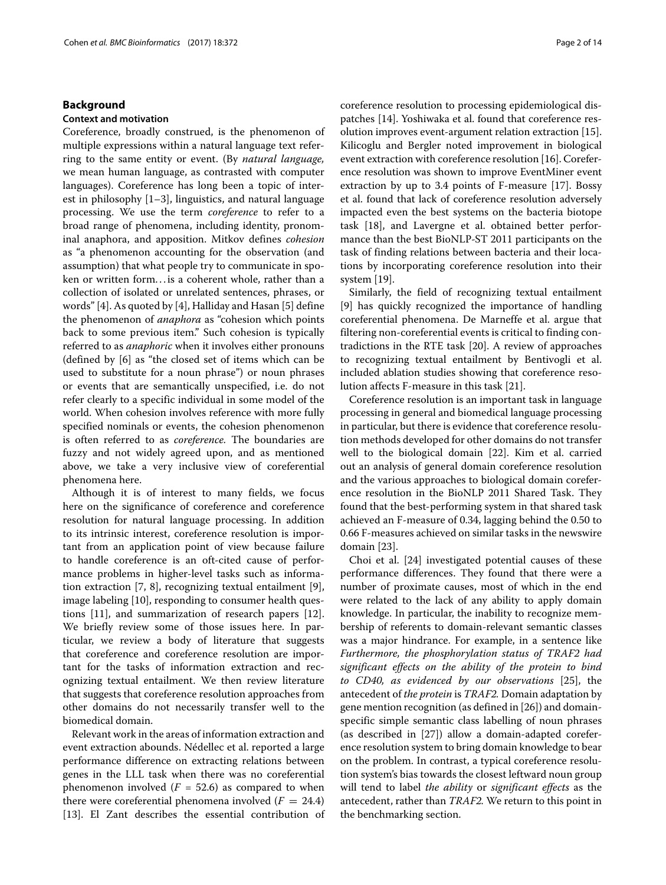## Background

### Context and motivation

Coreference, broadly construed, is the phenomenon of multiple expressions within a natural language text referring to the same entity or event. (By *natural language,* we mean human language, as contrasted with computer languages). Coreference has long been a topic of interest in philosophy [1–3], linguistics, and natural language processing. We use the term *coreference* to refer to a broad range of phenomena, including identity, pronominal anaphora, and apposition. Mitkov defines *cohesion* as "a phenomenon accounting for the observation (and assumption) that what people try to communicate in spoken or written form…is a coherent whole, rather than a collection of isolated or unrelated sentences, phrases, or words" [4]. As quoted by [4], Halliday and Hasan [5] define the phenomenon of *anaphora* as "cohesion which points back to some previous item." Such cohesion is typically referred to as *anaphoric* when it involves either pronouns (defined by [6] as "the closed set of items which can be used to substitute for a noun phrase") or noun phrases or events that are semantically unspecified, i.e. do not refer clearly to a specific individual in some model of the world. When cohesion involves reference with more fully specified nominals or events, the cohesion phenomenon is often referred to as *coreference.* The boundaries are fuzzy and not widely agreed upon, and as mentioned above, we take a very inclusive view of coreferential phenomena here.

Although it is of interest to many fields, we focus here on the significance of coreference and coreference resolution for natural language processing. In addition to its intrinsic interest, coreference resolution is important from an application point of view because failure to handle coreference is an oft-cited cause of performance problems in higher-level tasks such as information extraction [7, 8], recognizing textual entailment [9], image labeling [10], responding to consumer health questions [11], and summarization of research papers [12]. We briefly review some of those issues here. In particular, we review a body of literature that suggests that coreference and coreference resolution are important for the tasks of information extraction and recognizing textual entailment. We then review literature that suggests that coreference resolution approaches from other domains do not necessarily transfer well to the biomedical domain.

Relevant work in the areas of information extraction and event extraction abounds. Nédellec et al. reported a large performance difference on extracting relations between genes in the LLL task when there was no coreferential phenomenon involved ($F$ = 52.6) as compared to when there were coreferential phenomena involved ($F = 24.4$) [13]. El Zant describes the essential contribution of coreference resolution to processing epidemiological dispatches [14]. Yoshiwaka et al. found that coreference resolution improves event-argument relation extraction [15]. Kilicoglu and Bergler noted improvement in biological event extraction with coreference resolution [16]. Coreference resolution was shown to improve EventMiner event extraction by up to 3.4 points of F-measure [17]. Bossy et al. found that lack of coreference resolution adversely impacted even the best systems on the bacteria biotope task [18], and Lavergne et al. obtained better performance than the best BioNLP-ST 2011 participants on the task of finding relations between bacteria and their locations by incorporating coreference resolution into their system [19].

Similarly, the field of recognizing textual entailment [9] has quickly recognized the importance of handling coreferential phenomena. De Marneffe et al. argue that filtering non-coreferential events is critical to finding contradictions in the RTE task [20]. A review of approaches to recognizing textual entailment by Bentivogli et al. included ablation studies showing that coreference resolution affects F-measure in this task [21].

Coreference resolution is an important task in language processing in general and biomedical language processing in particular, but there is evidence that coreference resolution methods developed for other domains do not transfer well to the biological domain [22]. Kim et al. carried out an analysis of general domain coreference resolution and the various approaches to biological domain coreference resolution in the BioNLP 2011 Shared Task. They found that the best-performing system in that shared task achieved an F-measure of 0.34, lagging behind the 0.50 to 0.66 F-measures achieved on similar tasks in the newswire domain [23].

Choi et al. [24] investigated potential causes of these performance differences. They found that there were a number of proximate causes, most of which in the end were related to the lack of any ability to apply domain knowledge. In particular, the inability to recognize membership of referents to domain-relevant semantic classes was a major hindrance. For example, in a sentence like *Furthermore, the phosphorylation status of TRAF2 had significant effects on the ability of the protein to bind to CD40, as evidenced by our observations* [25], the antecedent of *the protein* is *TRAF2.* Domain adaptation by gene mention recognition (as defined in [26]) and domain-specific simple semantic class labelling of noun phrases (as described in [27]) allow a domain-adapted coreference resolution system to bring domain knowledge to bear on the problem. In contrast, a typical coreference resolution system's bias towards the closest leftward noun group will tend to label *the ability* or *significant effects* as the antecedent, rather than *TRAF2.* We return to this point in the benchmarking section.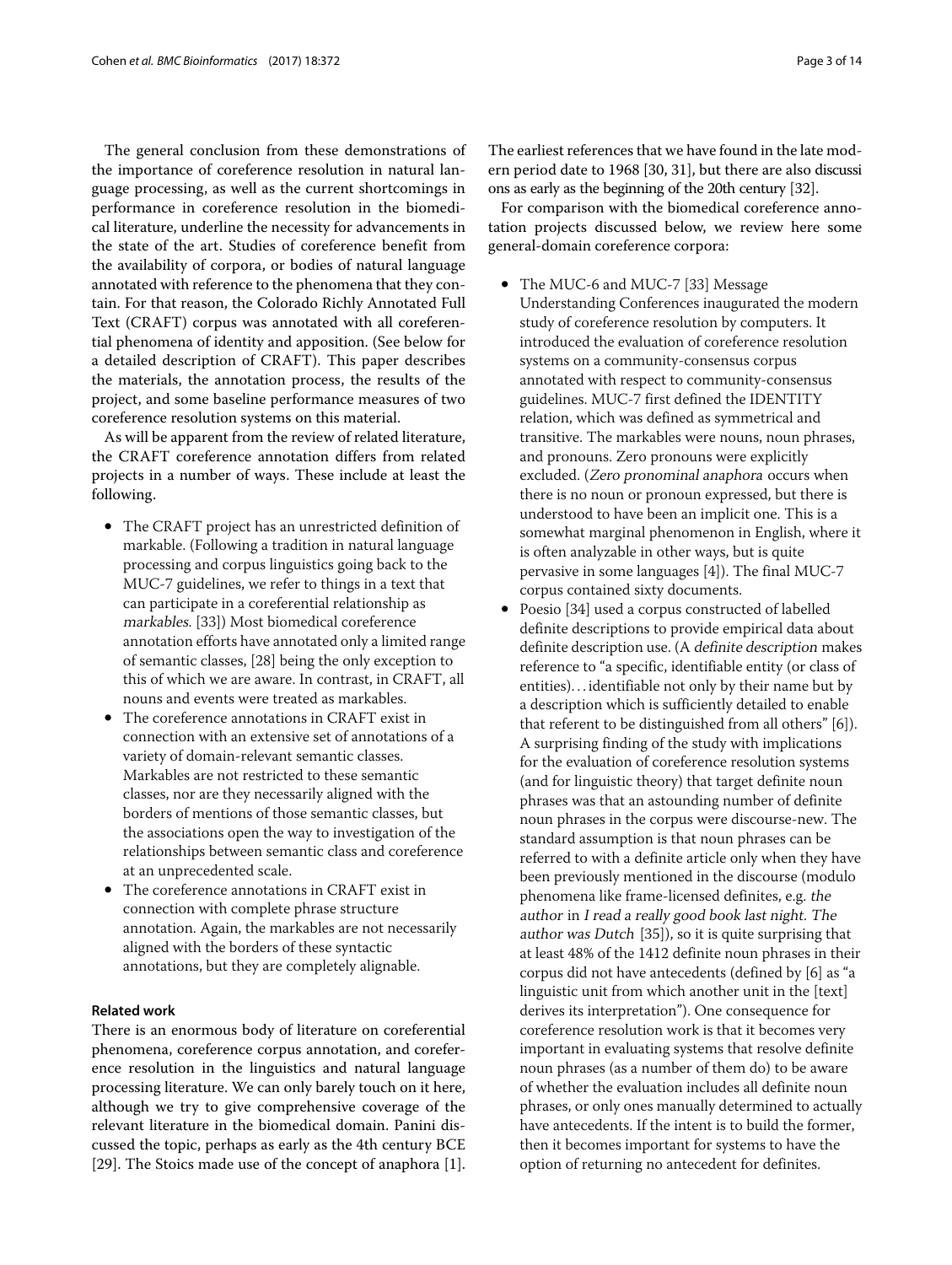The general conclusion from these demonstrations of the importance of coreference resolution in natural language processing, as well as the current shortcomings in performance in coreference resolution in the biomedical literature, underline the necessity for advancements in the state of the art. Studies of coreference benefit from the availability of corpora, or bodies of natural language annotated with reference to the phenomena that they contain. For that reason, the Colorado Richly Annotated Full Text (CRAFT) corpus was annotated with all coreferential phenomena of identity and apposition. (See below for a detailed description of CRAFT). This paper describes the materials, the annotation process, the results of the project, and some baseline performance measures of two coreference resolution systems on this material.

As will be apparent from the review of related literature, the CRAFT coreference annotation differs from related projects in a number of ways. These include at least the following.

- The CRAFT project has an unrestricted definition of markable. (Following a tradition in natural language processing and corpus linguistics going back to the MUC-7 guidelines, we refer to things in a text that can participate in a coreferential relationship as *markables*. [33]) Most biomedical coreference annotation efforts have annotated only a limited range of semantic classes, [28] being the only exception to this of which we are aware. In contrast, in CRAFT, all nouns and events were treated as markables.
- The coreference annotations in CRAFT exist in connection with an extensive set of annotations of a variety of domain-relevant semantic classes. Markables are not restricted to these semantic classes, nor are they necessarily aligned with the borders of mentions of those semantic classes, but the associations open the way to investigation of the relationships between semantic class and coreference at an unprecedented scale.
- The coreference annotations in CRAFT exist in connection with complete phrase structure annotation. Again, the markables are not necessarily aligned with the borders of these syntactic annotations, but they are completely alignable.

### Related work

There is an enormous body of literature on coreferential phenomena, coreference corpus annotation, and coreference resolution in the linguistics and natural language processing literature. We can only barely touch on it here, although we try to give comprehensive coverage of the relevant literature in the biomedical domain. Panini discussed the topic, perhaps as early as the 4th century BCE [29]. The Stoics made use of the concept of anaphora [1]. The earliest references that we have found in the late modern period date to 1968 [30, 31], but there are also discussions as early as the beginning of the 20th century [32].

For comparison with the biomedical coreference annotation projects discussed below, we review here some general-domain coreference corpora:

- The MUC-6 and MUC-7 [33] Message Understanding Conferences inaugurated the modern study of coreference resolution by computers. It introduced the evaluation of coreference resolution systems on a community-consensus corpus annotated with respect to community-consensus guidelines. MUC-7 first defined the IDENTITY relation, which was defined as symmetrical and transitive. The markables were nouns, noun phrases, and pronouns. Zero pronouns were explicitly excluded. (*Zero pronominal anaphora* occurs when there is no noun or pronoun expressed, but there is understood to have been an implicit one. This is a somewhat marginal phenomenon in English, where it is often analyzable in other ways, but is quite pervasive in some languages [4]). The final MUC-7 corpus contained sixty documents.
- Poesio [34] used a corpus constructed of labelled definite descriptions to provide empirical data about definite description use. (A *definite description* makes reference to "a specific, identifiable entity (or class of entities)... identifiable not only by their name but by a description which is sufficiently detailed to enable that referent to be distinguished from all others" [6]). A surprising finding of the study with implications for the evaluation of coreference resolution systems (and for linguistic theory) that target definite noun phrases was that an astounding number of definite noun phrases in the corpus were discourse-new. The standard assumption is that noun phrases can be referred to with a definite article only when they have been previously mentioned in the discourse (modulo phenomena like frame-licensed definites, e.g. *the author* in *I read a really good book last night. The author was Dutch* [35]), so it is quite surprising that at least 48% of the 1412 definite noun phrases in their corpus did not have antecedents (defined by [6] as "a linguistic unit from which another unit in the [text] derives its interpretation"). One consequence for coreference resolution work is that it becomes very important in evaluating systems that resolve definite noun phrases (as a number of them do) to be aware of whether the evaluation includes all definite noun phrases, or only ones manually determined to actually have antecedents. If the intent is to build the former, then it becomes important for systems to have the option of returning no antecedent for definites.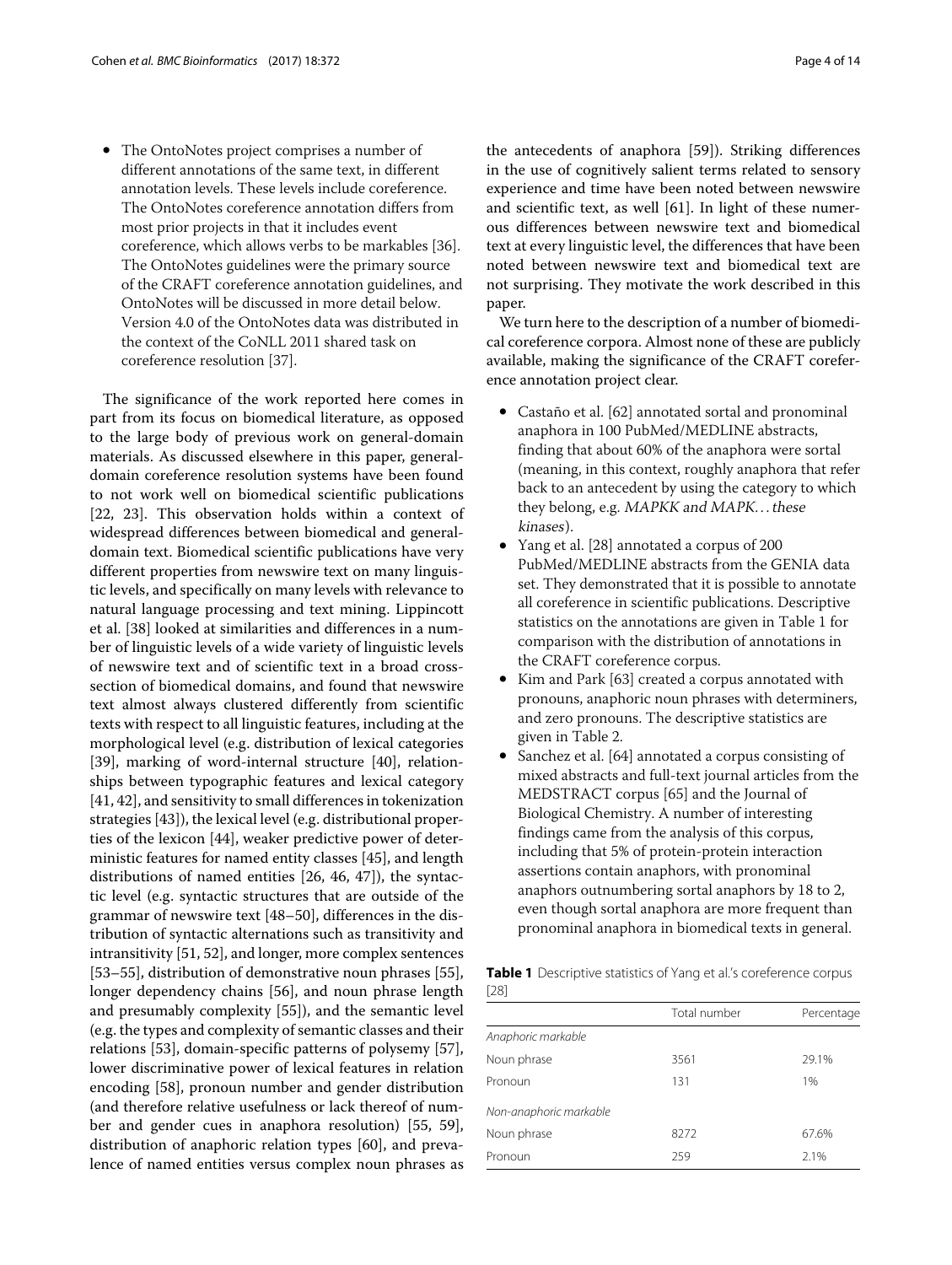- The OntoNotes project comprises a number of different annotations of the same text, in different annotation levels. These levels include coreference. The OntoNotes coreference annotation differs from most prior projects in that it includes event coreference, which allows verbs to be markables [36]. The OntoNotes guidelines were the primary source of the CRAFT coreference annotation guidelines, and OntoNotes will be discussed in more detail below. Version 4.0 of the OntoNotes data was distributed in the context of the CoNLL 2011 shared task on coreference resolution [37].

The significance of the work reported here comes in part from its focus on biomedical literature, as opposed to the large body of previous work on general-domain materials. As discussed elsewhere in this paper, general-domain coreference resolution systems have been found to not work well on biomedical scientific publications [22, 23]. This observation holds within a context of widespread differences between biomedical and general-domain text. Biomedical scientific publications have very different properties from newswire text on many linguistic levels, and specifically on many levels with relevance to natural language processing and text mining. Lippincott et al. [38] looked at similarities and differences in a number of linguistic levels of a wide variety of linguistic levels of newswire text and of scientific text in a broad cross-section of biomedical domains, and found that newswire text almost always clustered differently from scientific texts with respect to all linguistic features, including at the morphological level (e.g. distribution of lexical categories [39], marking of word-internal structure [40], relationships between typographic features and lexical category [41, 42], and sensitivity to small differences in tokenization strategies [43]), the lexical level (e.g. distributional properties of the lexicon [44], weaker predictive power of deterministic features for named entity classes [45], and length distributions of named entities [26, 46, 47]), the syntactic level (e.g. syntactic structures that are outside of the grammar of newswire text [48–50], differences in the distribution of syntactic alternations such as transitivity and intransitivity [51, 52], and longer, more complex sentences [53–55], distribution of demonstrative noun phrases [55], longer dependency chains [56], and noun phrase length and presumably complexity [55]), and the semantic level (e.g. the types and complexity of semantic classes and their relations [53], domain-specific patterns of polysemy [57], lower discriminative power of lexical features in relation encoding [58], pronoun number and gender distribution (and therefore relative usefulness or lack thereof of number and gender cues in anaphora resolution) [55, 59], distribution of anaphoric relation types [60], and prevalence of named entities versus complex noun phrases as the antecedents of anaphora [59]). Striking differences in the use of cognitively salient terms related to sensory experience and time have been noted between newswire and scientific text, as well [61]. In light of these numerous differences between newswire text and biomedical text at every linguistic level, the differences that have been noted between newswire text and biomedical text are not surprising. They motivate the work described in this paper.

We turn here to the description of a number of biomedical coreference corpora. Almost none of these are publicly available, making the significance of the CRAFT coreference annotation project clear.

- Castaño et al. [62] annotated sortal and pronominal anaphora in 100 PubMed/MEDLINE abstracts, finding that about 60% of the anaphora were sortal (meaning, in this context, roughly anaphora that refer back to an antecedent by using the category to which they belong, e.g. *MAPKK and MAPK... these kinases*).
- Yang et al. [28] annotated a corpus of 200 PubMed/MEDLINE abstracts from the GENIA data set. They demonstrated that it is possible to annotate all coreference in scientific publications. Descriptive statistics on the annotations are given in Table 1 for comparison with the distribution of annotations in the CRAFT coreference corpus.
- Kim and Park [63] created a corpus annotated with pronouns, anaphoric noun phrases with determiners, and zero pronouns. The descriptive statistics are given in Table 2.
- Sanchez et al. [64] annotated a corpus consisting of mixed abstracts and full-text journal articles from the MEDSTRACT corpus [65] and the Journal of Biological Chemistry. A number of interesting findings came from the analysis of this corpus, including that 5% of protein-protein interaction assertions contain anaphors, with pronominal anaphors outnumbering sortal anaphors by 18 to 2, even though sortal anaphora are more frequent than pronominal anaphora in biomedical texts in general.

**Table 1** Descriptive statistics of Yang et al.'s coreference corpus [28]

| | Total number | Percentage |
|---|---|---|
| *Anaphoric markable* | | |
| Noun phrase | 3561 | 29.1% |
| Pronoun | 131 | 1% |
| *Non-anaphoric markable* | | |
| Noun phrase | 8272 | 67.6% |
| Pronoun | 259 | 2.1% |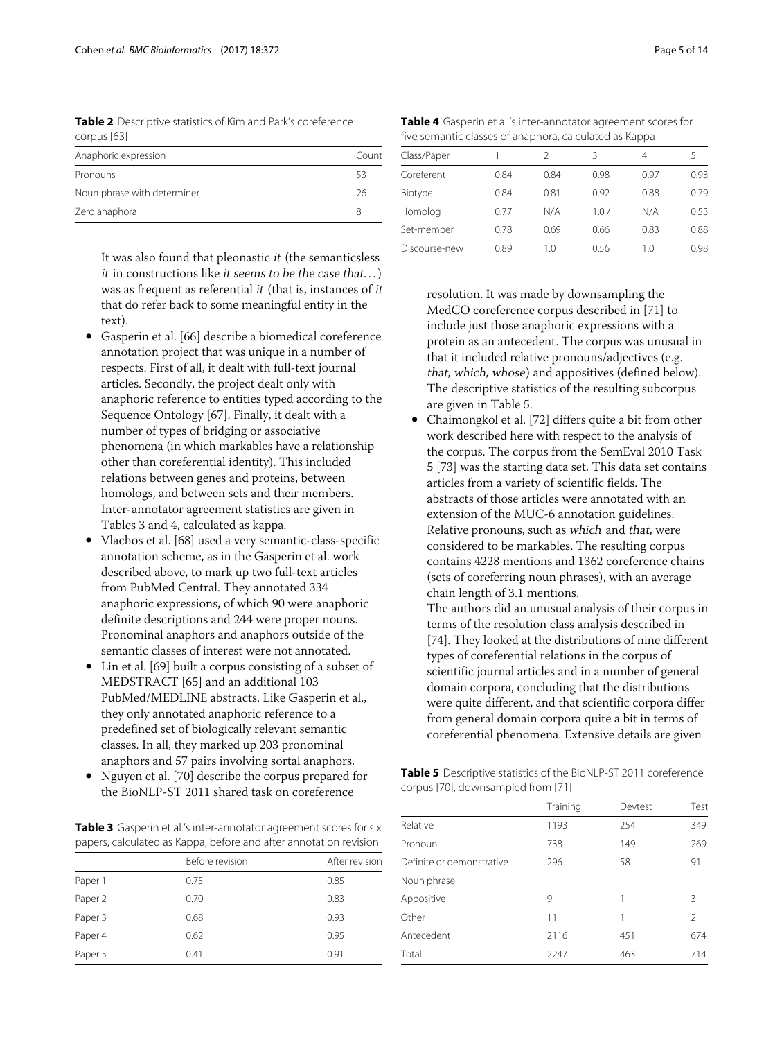**Table 2** Descriptive statistics of Kim and Park's coreference corpus [63]

| Anaphoric expression | Count |
|---|---|
| Pronouns | 53 |
| Noun phrase with determiner | 26 |
| Zero anaphora | 8 |

It was also found that pleonastic *it* (the semanticsless *it* in constructions like *it seems to be the case that…*) was as frequent as referential *it* (that is, instances of *it* that do refer back to some meaningful entity in the text).

- Gasperin et al. [66] describe a biomedical coreference annotation project that was unique in a number of respects. First of all, it dealt with full-text journal articles. Secondly, the project dealt only with anaphoric reference to entities typed according to the Sequence Ontology [67]. Finally, it dealt with a number of types of bridging or associative phenomena (in which markables have a relationship other than coreferential identity). This included relations between genes and proteins, between homologs, and between sets and their members. Inter-annotator agreement statistics are given in Tables 3 and 4, calculated as kappa.
- Vlachos et al. [68] used a very semantic-class-specific annotation scheme, as in the Gasperin et al. work described above, to mark up two full-text articles from PubMed Central. They annotated 334 anaphoric expressions, of which 90 were anaphoric definite descriptions and 244 were proper nouns. Pronominal anaphors and anaphors outside of the semantic classes of interest were not annotated.
- Lin et al. [69] built a corpus consisting of a subset of MEDSTRACT [65] and an additional 103 PubMed/MEDLINE abstracts. Like Gasperin et al., they only annotated anaphoric reference to a predefined set of biologically relevant semantic classes. In all, they marked up 203 pronominal anaphors and 57 pairs involving sortal anaphors.
- Nguyen et al. [70] describe the corpus prepared for the BioNLP-ST 2011 shared task on coreference resolution. It was made by downsampling the MedCO coreference corpus described in [71] to include just those anaphoric expressions with a protein as an antecedent. The corpus was unusual in that it included relative pronouns/adjectives (e.g. *that, which, whose*) and appositives (defined below). The descriptive statistics of the resulting subcorpus are given in Table 5.
- Chaimongkol et al. [72] differs quite a bit from other work described here with respect to the analysis of the corpus. The corpus from the SemEval 2010 Task 5 [73] was the starting data set. This data set contains articles from a variety of scientific fields. The abstracts of those articles were annotated with an extension of the MUC-6 annotation guidelines. Relative pronouns, such as *which* and *that*, were considered to be markables. The resulting corpus contains 4228 mentions and 1362 coreference chains (sets of coreferring noun phrases), with an average chain length of 3.1 mentions.

  The authors did an unusual analysis of their corpus in terms of the resolution class analysis described in [74]. They looked at the distributions of nine different types of coreferential relations in the corpus of scientific journal articles and in a number of general domain corpora, concluding that the distributions were quite different, and that scientific corpora differ from general domain corpora quite a bit in terms of coreferential phenomena. Extensive details are given

**Table 3** Gasperin et al.'s inter-annotator agreement scores for six papers, calculated as Kappa, before and after annotation revision

| | Before revision | After revision |
|---|---|---|
| Paper 1 | 0.75 | 0.85 |
| Paper 2 | 0.70 | 0.83 |
| Paper 3 | 0.68 | 0.93 |
| Paper 4 | 0.62 | 0.95 |
| Paper 5 | 0.41 | 0.91 |

**Table 4** Gasperin et al.'s inter-annotator agreement scores for five semantic classes of anaphora, calculated as Kappa

| Class/Paper | 1 | 2 | 3 | 4 | 5 |
|---|---|---|---|---|---|
| Coreferent | 0.84 | 0.84 | 0.98 | 0.97 | 0.93 |
| Biotype | 0.84 | 0.81 | 0.92 | 0.88 | 0.79 |
| Homolog | 0.77 | N/A | 1.0 / | N/A | 0.53 |
| Set-member | 0.78 | 0.69 | 0.66 | 0.83 | 0.88 |
| Discourse-new | 0.89 | 1.0 | 0.56 | 1.0 | 0.98 |

**Table 5** Descriptive statistics of the BioNLP-ST 2011 coreference corpus [70], downsampled from [71]

| | Training | Devtest | Test |
|---|---|---|---|
| Relative | 1193 | 254 | 349 |
| Pronoun | 738 | 149 | 269 |
| Definite or demonstrative | 296 | 58 | 91 |
| Noun phrase | | | |
| Appositive | 9 | 1 | 3 |
| Other | 11 | 1 | 2 |
| Antecedent | 2116 | 451 | 674 |
| Total | 2247 | 463 | 714 |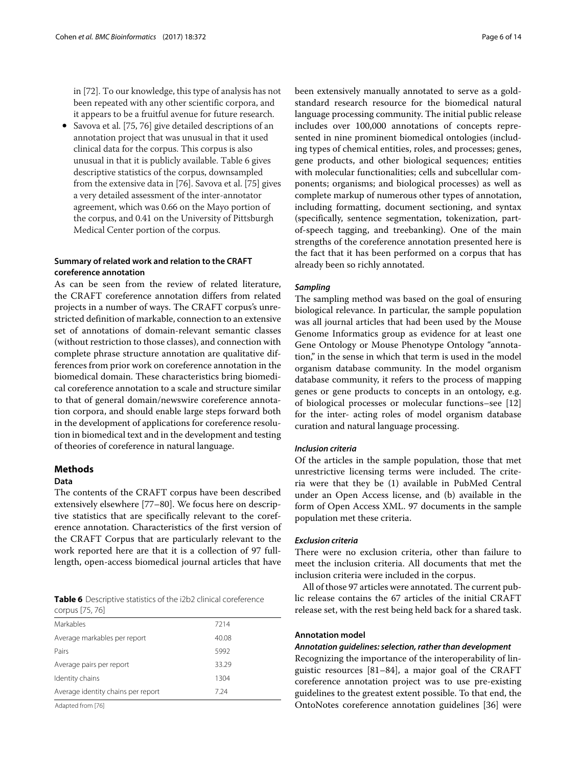in [72]. To our knowledge, this type of analysis has not been repeated with any other scientific corpora, and it appears to be a fruitful avenue for future research.

- Savova et al. [75, 76] give detailed descriptions of an annotation project that was unusual in that it used clinical data for the corpus. This corpus is also unusual in that it is publicly available. Table 6 gives descriptive statistics of the corpus, downsampled from the extensive data in [76]. Savova et al. [75] gives a very detailed assessment of the inter-annotator agreement, which was 0.66 on the Mayo portion of the corpus, and 0.41 on the University of Pittsburgh Medical Center portion of the corpus.

### Summary of related work and relation to the CRAFT coreference annotation

As can be seen from the review of related literature, the CRAFT coreference annotation differs from related projects in a number of ways. The CRAFT corpus's unrestricted definition of markable, connection to an extensive set of annotations of domain-relevant semantic classes (without restriction to those classes), and connection with complete phrase structure annotation are qualitative differences from prior work on coreference annotation in the biomedical domain. These characteristics bring biomedical coreference annotation to a scale and structure similar to that of general domain/newswire coreference annotation corpora, and should enable large steps forward both in the development of applications for coreference resolution in biomedical text and in the development and testing of theories of coreference in natural language.

## Methods

### Data

The contents of the CRAFT corpus have been described extensively elsewhere [77–80]. We focus here on descriptive statistics that are specifically relevant to the coreference annotation. Characteristics of the first version of the CRAFT Corpus that are particularly relevant to the work reported here are that it is a collection of 97 full-length, open-access biomedical journal articles that have been extensively manually annotated to serve as a gold-standard research resource for the biomedical natural language processing community. The initial public release includes over 100,000 annotations of concepts represented in nine prominent biomedical ontologies (including types of chemical entities, roles, and processes; genes, gene products, and other biological sequences; entities with molecular functionalities; cells and subcellular components; organisms; and biological processes) as well as complete markup of numerous other types of annotation, including formatting, document sectioning, and syntax (specifically, sentence segmentation, tokenization, part-of-speech tagging, and treebanking). One of the main strengths of the coreference annotation presented here is the fact that it has been performed on a corpus that has already been so richly annotated.

**Table 6** Descriptive statistics of the i2b2 clinical coreference corpus [75, 76]

| | |
|---|---|
| Markables | 7214 |
| Average markables per report | 40.08 |
| Pairs | 5992 |
| Average pairs per report | 33.29 |
| Identity chains | 1304 |
| Average identity chains per report | 7.24 |

Adapted from [76]

#### *Sampling*

The sampling method was based on the goal of ensuring biological relevance. In particular, the sample population was all journal articles that had been used by the Mouse Genome Informatics group as evidence for at least one Gene Ontology or Mouse Phenotype Ontology "annotation," in the sense in which that term is used in the model organism database community. In the model organism database community, it refers to the process of mapping genes or gene products to concepts in an ontology, e.g. of biological processes or molecular functions–see [12] for the inter- acting roles of model organism database curation and natural language processing.

#### *Inclusion criteria*

Of the articles in the sample population, those that met unrestrictive licensing terms were included. The criteria were that they be (1) available in PubMed Central under an Open Access license, and (b) available in the form of Open Access XML. 97 documents in the sample population met these criteria.

#### *Exclusion criteria*

There were no exclusion criteria, other than failure to meet the inclusion criteria. All documents that met the inclusion criteria were included in the corpus.

All of those 97 articles were annotated. The current public release contains the 67 articles of the initial CRAFT release set, with the rest being held back for a shared task.

### Annotation model

#### *Annotation guidelines: selection, rather than development*

Recognizing the importance of the interoperability of linguistic resources [81–84], a major goal of the CRAFT coreference annotation project was to use pre-existing guidelines to the greatest extent possible. To that end, the OntoNotes coreference annotation guidelines [36] were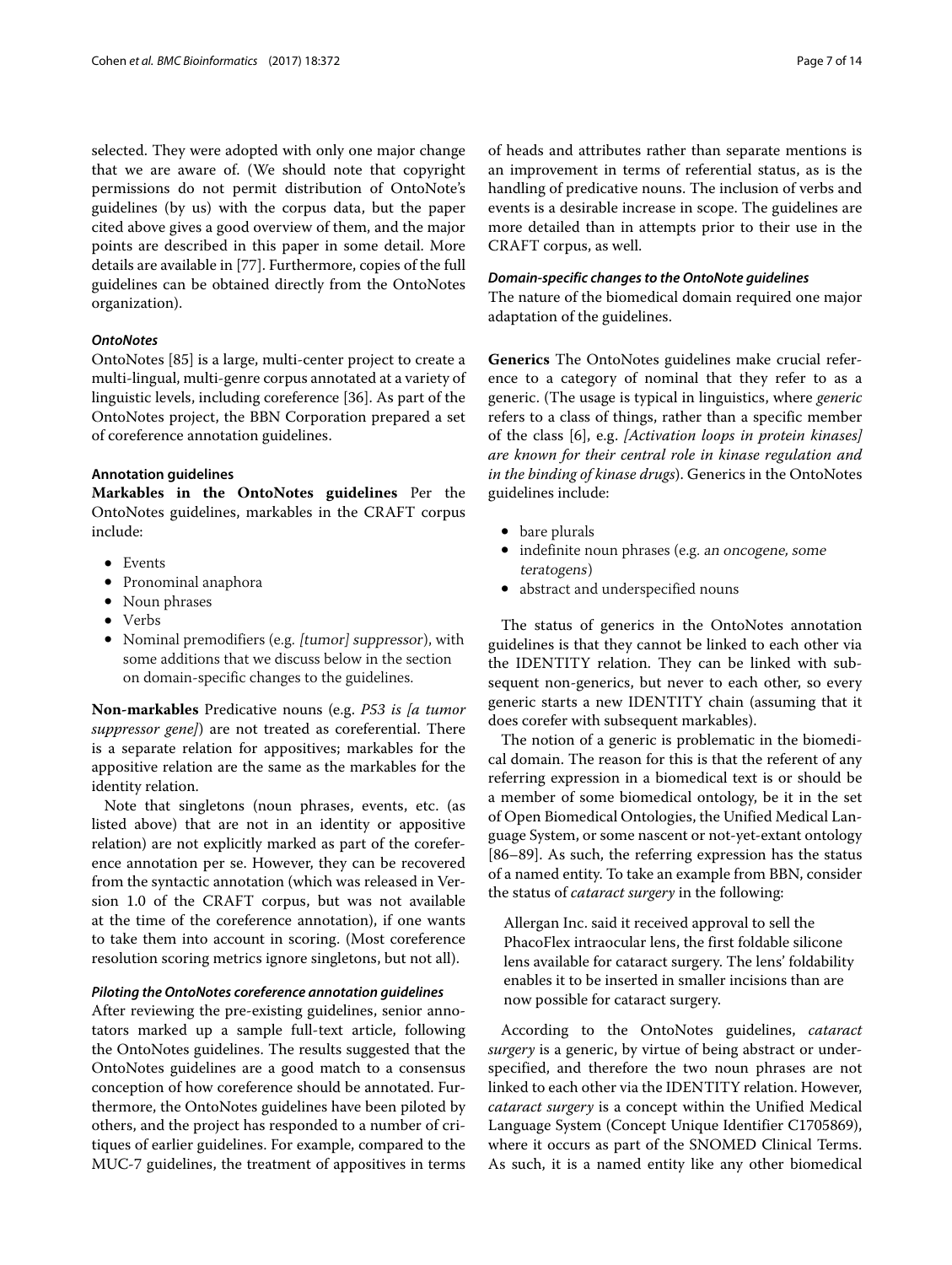selected. They were adopted with only one major change that we are aware of. (We should note that copyright permissions do not permit distribution of OntoNote's guidelines (by us) with the corpus data, but the paper cited above gives a good overview of them, and the major points are described in this paper in some detail. More details are available in [77]. Furthermore, copies of the full guidelines can be obtained directly from the OntoNotes organization).

#### *OntoNotes*

OntoNotes [85] is a large, multi-center project to create a multi-lingual, multi-genre corpus annotated at a variety of linguistic levels, including coreference [36]. As part of the OntoNotes project, the BBN Corporation prepared a set of coreference annotation guidelines.

#### Annotation guidelines

**Markables in the OntoNotes guidelines** Per the OntoNotes guidelines, markables in the CRAFT corpus include:

- Events
- Pronominal anaphora
- Noun phrases
- Verbs
- Nominal premodifiers (e.g. *[tumor] suppressor*), with some additions that we discuss below in the section on domain-specific changes to the guidelines.

**Non-markables** Predicative nouns (e.g. *P53 is [a tumor suppressor gene]*) are not treated as coreferential. There is a separate relation for appositives; markables for the appositive relation are the same as the markables for the identity relation.

Note that singletons (noun phrases, events, etc. (as listed above) that are not in an identity or appositive relation) are not explicitly marked as part of the coreference annotation per se. However, they can be recovered from the syntactic annotation (which was released in Version 1.0 of the CRAFT corpus, but was not available at the time of the coreference annotation), if one wants to take them into account in scoring. (Most coreference resolution scoring metrics ignore singletons, but not all).

#### *Piloting the OntoNotes coreference annotation guidelines*

After reviewing the pre-existing guidelines, senior annotators marked up a sample full-text article, following the OntoNotes guidelines. The results suggested that the OntoNotes guidelines are a good match to a consensus conception of how coreference should be annotated. Furthermore, the OntoNotes guidelines have been piloted by others, and the project has responded to a number of critiques of earlier guidelines. For example, compared to the MUC-7 guidelines, the treatment of appositives in terms of heads and attributes rather than separate mentions is an improvement in terms of referential status, as is the handling of predicative nouns. The inclusion of verbs and events is a desirable increase in scope. The guidelines are more detailed than in attempts prior to their use in the CRAFT corpus, as well.

#### *Domain-specific changes to the OntoNote guidelines*

The nature of the biomedical domain required one major adaptation of the guidelines.

**Generics** The OntoNotes guidelines make crucial reference to a category of nominal that they refer to as a generic. (The usage is typical in linguistics, where *generic* refers to a class of things, rather than a specific member of the class [6], e.g. *[Activation loops in protein kinases] are known for their central role in kinase regulation and in the binding of kinase drugs*). Generics in the OntoNotes guidelines include:

- bare plurals
- indefinite noun phrases (e.g. *an oncogene, some teratogens*)
- abstract and underspecified nouns

The status of generics in the OntoNotes annotation guidelines is that they cannot be linked to each other via the IDENTITY relation. They can be linked with subsequent non-generics, but never to each other, so every generic starts a new IDENTITY chain (assuming that it does corefer with subsequent markables).

The notion of a generic is problematic in the biomedical domain. The reason for this is that the referent of any referring expression in a biomedical text is or should be a member of some biomedical ontology, be it in the set of Open Biomedical Ontologies, the Unified Medical Language System, or some nascent or not-yet-extant ontology [86–89]. As such, the referring expression has the status of a named entity. To take an example from BBN, consider the status of *cataract surgery* in the following:

> Allergan Inc. said it received approval to sell the PhacoFlex intraocular lens, the first foldable silicone lens available for cataract surgery. The lens' foldability enables it to be inserted in smaller incisions than are now possible for cataract surgery.

According to the OntoNotes guidelines, *cataract surgery* is a generic, by virtue of being abstract or underspecified, and therefore the two noun phrases are not linked to each other via the IDENTITY relation. However, *cataract surgery* is a concept within the Unified Medical Language System (Concept Unique Identifier C1705869), where it occurs as part of the SNOMED Clinical Terms. As such, it is a named entity like any other biomedical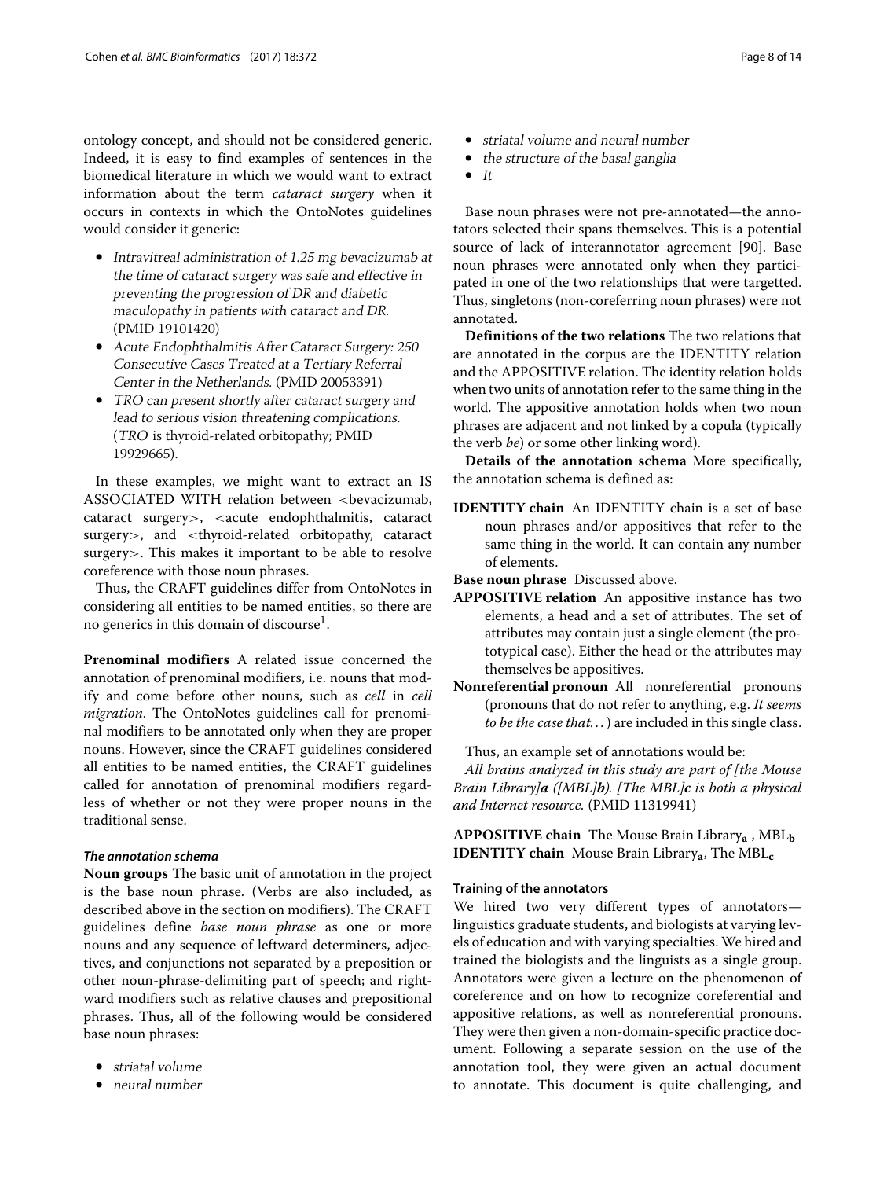ontology concept, and should not be considered generic. Indeed, it is easy to find examples of sentences in the biomedical literature in which we would want to extract information about the term *cataract surgery* when it occurs in contexts in which the OntoNotes guidelines would consider it generic:

- *Intravitreal administration of 1.25 mg bevacizumab at the time of cataract surgery was safe and effective in preventing the progression of DR and diabetic maculopathy in patients with cataract and DR.* (PMID 19101420)
- *Acute Endophthalmitis After Cataract Surgery: 250 Consecutive Cases Treated at a Tertiary Referral Center in the Netherlands.* (PMID 20053391)
- *TRO can present shortly after cataract surgery and lead to serious vision threatening complications.* (*TRO* is thyroid-related orbitopathy; PMID 19929665).

In these examples, we might want to extract an IS ASSOCIATED WITH relation between <bevacizumab, cataract surgery>, <acute endophthalmitis, cataract surgery>, and <thyroid-related orbitopathy, cataract surgery>. This makes it important to be able to resolve coreference with those noun phrases.

Thus, the CRAFT guidelines differ from OntoNotes in considering all entities to be named entities, so there are no generics in this domain of discourse[1].

**Prenominal modifiers** A related issue concerned the annotation of prenominal modifiers, i.e. nouns that modify and come before other nouns, such as *cell* in *cell migration*. The OntoNotes guidelines call for prenominal modifiers to be annotated only when they are proper nouns. However, since the CRAFT guidelines considered all entities to be named entities, the CRAFT guidelines called for annotation of prenominal modifiers regardless of whether or not they were proper nouns in the traditional sense.

#### *The annotation schema*

**Noun groups** The basic unit of annotation in the project is the base noun phrase. (Verbs are also included, as described above in the section on modifiers). The CRAFT guidelines define *base noun phrase* as one or more nouns and any sequence of leftward determiners, adjectives, and conjunctions not separated by a preposition or other noun-phrase-delimiting part of speech; and rightward modifiers such as relative clauses and prepositional phrases. Thus, all of the following would be considered base noun phrases:

- *striatal volume*
- *neural number*
- *striatal volume and neural number*
- *the structure of the basal ganglia*
- *It*

Base noun phrases were not pre-annotated—the annotators selected their spans themselves. This is a potential source of lack of interannotator agreement [90]. Base noun phrases were annotated only when they participated in one of the two relationships that were targetted. Thus, singletons (non-coreferring noun phrases) were not annotated.

**Definitions of the two relations** The two relations that are annotated in the corpus are the IDENTITY relation and the APPOSITIVE relation. The identity relation holds when two units of annotation refer to the same thing in the world. The appositive annotation holds when two noun phrases are adjacent and not linked by a copula (typically the verb *be*) or some other linking word).

**Details of the annotation schema** More specifically, the annotation schema is defined as:

**IDENTITY chain** An IDENTITY chain is a set of base noun phrases and/or appositives that refer to the same thing in the world. It can contain any number of elements.

**Base noun phrase** Discussed above.

**APPOSITIVE relation** An appositive instance has two elements, a head and a set of attributes. The set of attributes may contain just a single element (the prototypical case). Either the head or the attributes may themselves be appositives.

**Nonreferential pronoun** All nonreferential pronouns (pronouns that do not refer to anything, e.g. *It seems to be the case that...*) are included in this single class.

Thus, an example set of annotations would be:

*All brains analyzed in this study are part of [the Mouse Brain Library]**a** ([MBL]**b**). [The MBL]**c** is both a physical and Internet resource.* (PMID 11319941)

**APPOSITIVE chain** The Mouse Brain Library$_{\mathbf{a}}$ , MBL$_{\mathbf{b}}$
**IDENTITY chain** Mouse Brain Library$_{\mathbf{a}}$, The MBL$_{\mathbf{c}}$

#### Training of the annotators

We hired two very different types of annotators—linguistics graduate students, and biologists at varying levels of education and with varying specialties. We hired and trained the biologists and the linguists as a single group. Annotators were given a lecture on the phenomenon of coreference and on how to recognize coreferential and appositive relations, as well as nonreferential pronouns. They were then given a non-domain-specific practice document. Following a separate session on the use of the annotation tool, they were given an actual document to annotate. This document is quite challenging, and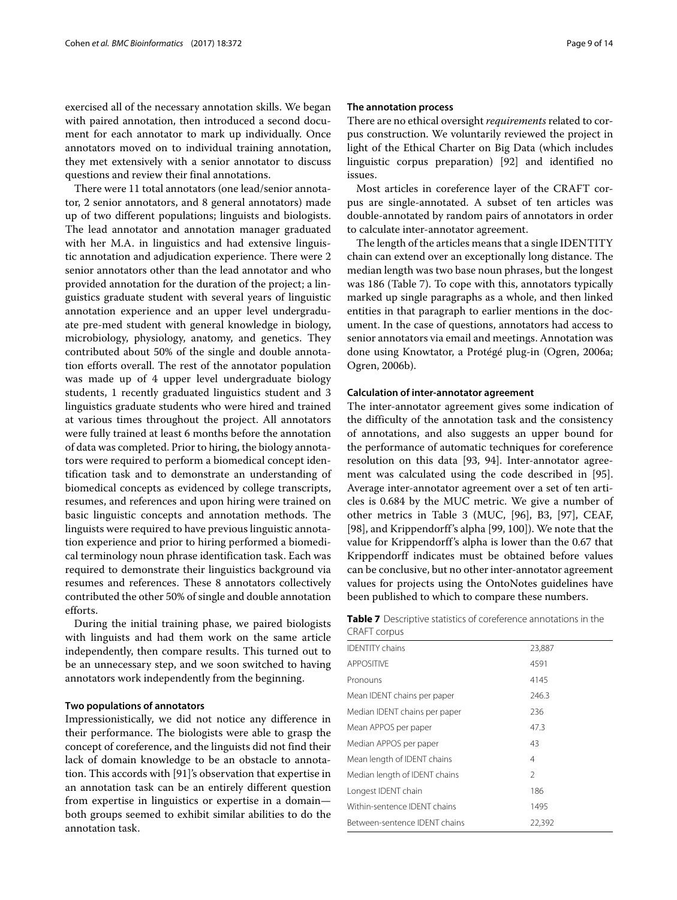exercised all of the necessary annotation skills. We began with paired annotation, then introduced a second document for each annotator to mark up individually. Once annotators moved on to individual training annotation, they met extensively with a senior annotator to discuss questions and review their final annotations.

There were 11 total annotators (one lead/senior annotator, 2 senior annotators, and 8 general annotators) made up of two different populations; linguists and biologists. The lead annotator and annotation manager graduated with her M.A. in linguistics and had extensive linguistic annotation and adjudication experience. There were 2 senior annotators other than the lead annotator and who provided annotation for the duration of the project; a linguistics graduate student with several years of linguistic annotation experience and an upper level undergraduate pre-med student with general knowledge in biology, microbiology, physiology, anatomy, and genetics. They contributed about 50% of the single and double annotation efforts overall. The rest of the annotator population was made up of 4 upper level undergraduate biology students, 1 recently graduated linguistics student and 3 linguistics graduate students who were hired and trained at various times throughout the project. All annotators were fully trained at least 6 months before the annotation of data was completed. Prior to hiring, the biology annotators were required to perform a biomedical concept identification task and to demonstrate an understanding of biomedical concepts as evidenced by college transcripts, resumes, and references and upon hiring were trained on basic linguistic concepts and annotation methods. The linguists were required to have previous linguistic annotation experience and prior to hiring performed a biomedical terminology noun phrase identification task. Each was required to demonstrate their linguistics background via resumes and references. These 8 annotators collectively contributed the other 50% of single and double annotation efforts.

During the initial training phase, we paired biologists with linguists and had them work on the same article independently, then compare results. This turned out to be an unnecessary step, and we soon switched to having annotators work independently from the beginning.

#### Two populations of annotators

Impressionistically, we did not notice any difference in their performance. The biologists were able to grasp the concept of coreference, and the linguists did not find their lack of domain knowledge to be an obstacle to annotation. This accords with [91]'s observation that expertise in an annotation task can be an entirely different question from expertise in linguistics or expertise in a domain—both groups seemed to exhibit similar abilities to do the annotation task.

#### The annotation process

There are no ethical oversight *requirements* related to corpus construction. We voluntarily reviewed the project in light of the Ethical Charter on Big Data (which includes linguistic corpus preparation) [92] and identified no issues.

Most articles in coreference layer of the CRAFT corpus are single-annotated. A subset of ten articles was double-annotated by random pairs of annotators in order to calculate inter-annotator agreement.

The length of the articles means that a single IDENTITY chain can extend over an exceptionally long distance. The median length was two base noun phrases, but the longest was 186 (Table 7). To cope with this, annotators typically marked up single paragraphs as a whole, and then linked entities in that paragraph to earlier mentions in the document. In the case of questions, annotators had access to senior annotators via email and meetings. Annotation was done using Knowtator, a Protégé plug-in (Ogren, 2006a; Ogren, 2006b).

#### Calculation of inter-annotator agreement

The inter-annotator agreement gives some indication of the difficulty of the annotation task and the consistency of annotations, and also suggests an upper bound for the performance of automatic techniques for coreference resolution on this data [93, 94]. Inter-annotator agreement was calculated using the code described in [95]. Average inter-annotator agreement over a set of ten articles is 0.684 by the MUC metric. We give a number of other metrics in Table 3 (MUC, [96], B3, [97], CEAF, [98], and Krippendorff's alpha [99, 100]). We note that the value for Krippendorff's alpha is lower than the 0.67 that Krippendorff indicates must be obtained before values can be conclusive, but no other inter-annotator agreement values for projects using the OntoNotes guidelines have been published to which to compare these numbers.

**Table 7** Descriptive statistics of coreference annotations in the CRAFT corpus

| | |
|---|---|
| IDENTITY chains | 23,887 |
| APPOSITIVE | 4591 |
| Pronouns | 4145 |
| Mean IDENT chains per paper | 246.3 |
| Median IDENT chains per paper | 236 |
| Mean APPOS per paper | 47.3 |
| Median APPOS per paper | 43 |
| Mean length of IDENT chains | 4 |
| Median length of IDENT chains | 2 |
| Longest IDENT chain | 186 |
| Within-sentence IDENT chains | 1495 |
| Between-sentence IDENT chains | 22,392 |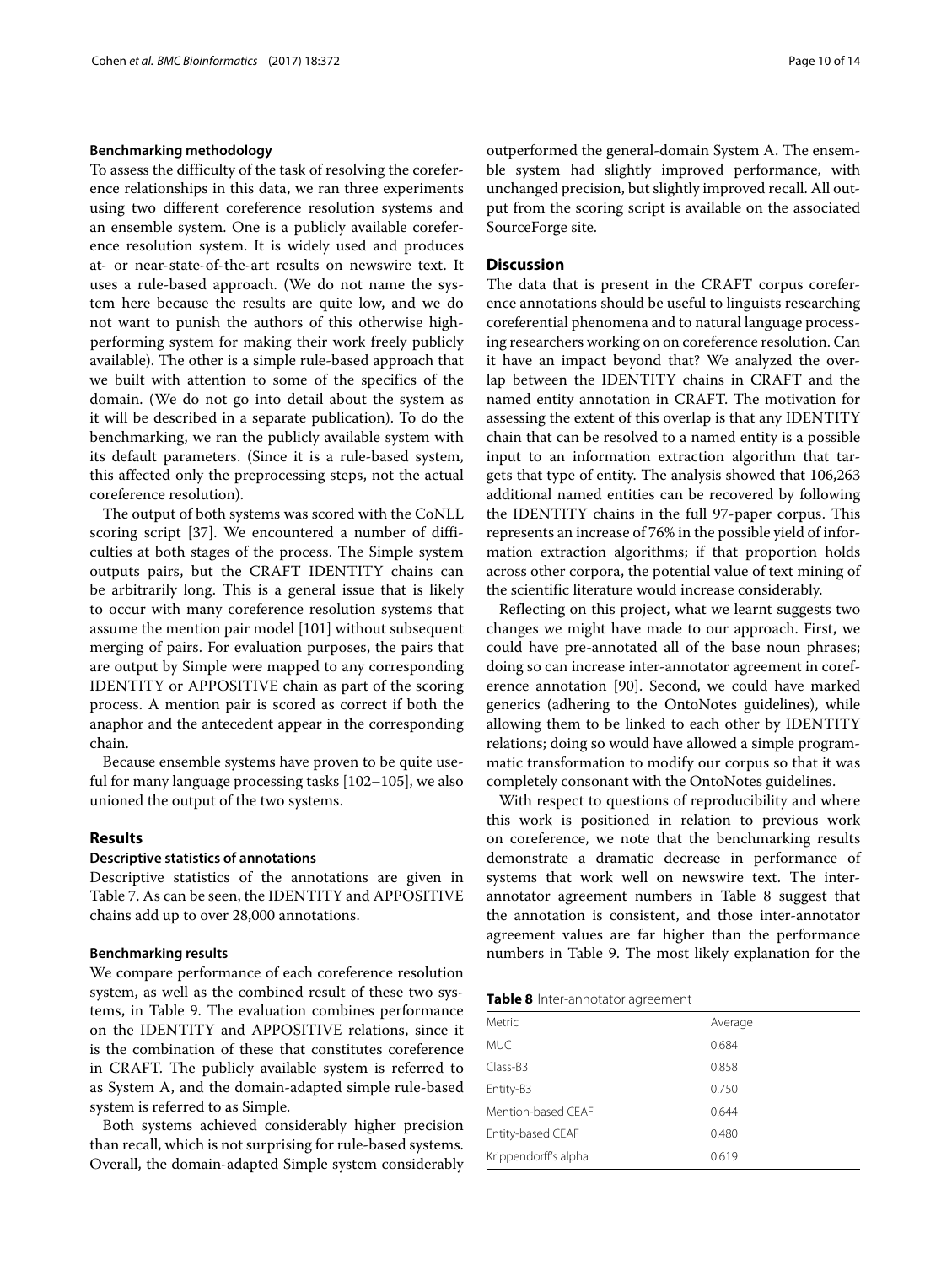#### Benchmarking methodology

To assess the difficulty of the task of resolving the coreference relationships in this data, we ran three experiments using two different coreference resolution systems and an ensemble system. One is a publicly available coreference resolution system. It is widely used and produces at- or near-state-of-the-art results on newswire text. It uses a rule-based approach. (We do not name the system here because the results are quite low, and we do not want to punish the authors of this otherwise high-performing system for making their work freely publicly available). The other is a simple rule-based approach that we built with attention to some of the specifics of the domain. (We do not go into detail about the system as it will be described in a separate publication). To do the benchmarking, we ran the publicly available system with its default parameters. (Since it is a rule-based system, this affected only the preprocessing steps, not the actual coreference resolution).

The output of both systems was scored with the CoNLL scoring script [37]. We encountered a number of difficulties at both stages of the process. The Simple system outputs pairs, but the CRAFT IDENTITY chains can be arbitrarily long. This is a general issue that is likely to occur with many coreference resolution systems that assume the mention pair model [101] without subsequent merging of pairs. For evaluation purposes, the pairs that are output by Simple were mapped to any corresponding IDENTITY or APPOSITIVE chain as part of the scoring process. A mention pair is scored as correct if both the anaphor and the antecedent appear in the corresponding chain.

Because ensemble systems have proven to be quite useful for many language processing tasks [102–105], we also unioned the output of the two systems.

## Results

#### Descriptive statistics of annotations

Descriptive statistics of the annotations are given in Table 7. As can be seen, the IDENTITY and APPOSITIVE chains add up to over 28,000 annotations.

#### Benchmarking results

We compare performance of each coreference resolution system, as well as the combined result of these two systems, in Table 9. The evaluation combines performance on the IDENTITY and APPOSITIVE relations, since it is the combination of these that constitutes coreference in CRAFT. The publicly available system is referred to as System A, and the domain-adapted simple rule-based system is referred to as Simple.

Both systems achieved considerably higher precision than recall, which is not surprising for rule-based systems. Overall, the domain-adapted Simple system considerably outperformed the general-domain System A. The ensemble system had slightly improved performance, with unchanged precision, but slightly improved recall. All output from the scoring script is available on the associated SourceForge site.

## Discussion

The data that is present in the CRAFT corpus coreference annotations should be useful to linguists researching coreferential phenomena and to natural language processing researchers working on on coreference resolution. Can it have an impact beyond that? We analyzed the overlap between the IDENTITY chains in CRAFT and the named entity annotation in CRAFT. The motivation for assessing the extent of this overlap is that any IDENTITY chain that can be resolved to a named entity is a possible input to an information extraction algorithm that targets that type of entity. The analysis showed that 106,263 additional named entities can be recovered by following the IDENTITY chains in the full 97-paper corpus. This represents an increase of 76% in the possible yield of information extraction algorithms; if that proportion holds across other corpora, the potential value of text mining of the scientific literature would increase considerably.

Reflecting on this project, what we learnt suggests two changes we might have made to our approach. First, we could have pre-annotated all of the base noun phrases; doing so can increase inter-annotator agreement in coreference annotation [90]. Second, we could have marked generics (adhering to the OntoNotes guidelines), while allowing them to be linked to each other by IDENTITY relations; doing so would have allowed a simple programmatic transformation to modify our corpus so that it was completely consonant with the OntoNotes guidelines.

With respect to questions of reproducibility and where this work is positioned in relation to previous work on coreference, we note that the benchmarking results demonstrate a dramatic decrease in performance of systems that work well on newswire text. The inter-annotator agreement numbers in Table 8 suggest that the annotation is consistent, and those inter-annotator agreement values are far higher than the performance numbers in Table 9. The most likely explanation for the

**Table 8** Inter-annotator agreement

| Metric | Average |
|---|---|
| MUC | 0.684 |
| Class-B3 | 0.858 |
| Entity-B3 | 0.750 |
| Mention-based CEAF | 0.644 |
| Entity-based CEAF | 0.480 |
| Krippendorff's alpha | 0.619 |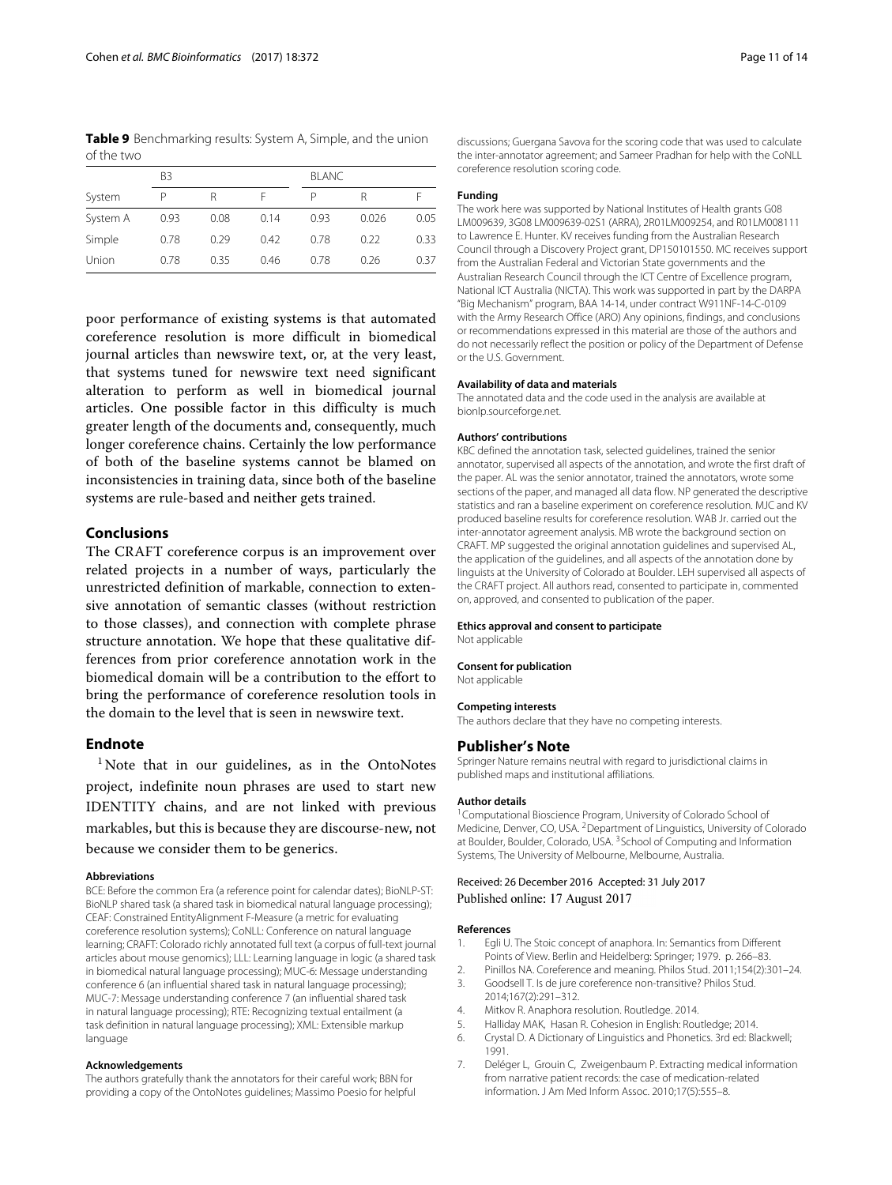**Table 9** Benchmarking results: System A, Simple, and the union of the two

| | B3 | | | BLANC | | |
|---|---|---|---|---|---|---|
| System | P | R | F | P | R | F |
| System A | 0.93 | 0.08 | 0.14 | 0.93 | 0.026 | 0.05 |
| Simple | 0.78 | 0.29 | 0.42 | 0.78 | 0.22 | 0.33 |
| Union | 0.78 | 0.35 | 0.46 | 0.78 | 0.26 | 0.37 |

poor performance of existing systems is that automated coreference resolution is more difficult in biomedical journal articles than newswire text, or, at the very least, that systems tuned for newswire text need significant alteration to perform as well in biomedical journal articles. One possible factor in this difficulty is much greater length of the documents and, consequently, much longer coreference chains. Certainly the low performance of both of the baseline systems cannot be blamed on inconsistencies in training data, since both of the baseline systems are rule-based and neither gets trained.

## Conclusions

The CRAFT coreference corpus is an improvement over related projects in a number of ways, particularly the unrestricted definition of markable, connection to extensive annotation of semantic classes (without restriction to those classes), and connection with complete phrase structure annotation. We hope that these qualitative differences from prior coreference annotation work in the biomedical domain will be a contribution to the effort to bring the performance of coreference resolution tools in the domain to the level that is seen in newswire text.

## Endnote

[1] Note that in our guidelines, as in the OntoNotes project, indefinite noun phrases are used to start new IDENTITY chains, and are not linked with previous markables, but this is because they are discourse-new, not because we consider them to be generics.

#### Abbreviations

BCE: Before the common Era (a reference point for calendar dates); BioNLP-ST: BioNLP shared task (a shared task in biomedical natural language processing); CEAF: Constrained EntityAlignment F-Measure (a metric for evaluating coreference resolution systems); CoNLL: Conference on natural language learning; CRAFT: Colorado richly annotated full text (a corpus of full-text journal articles about mouse genomics); LLL: Learning language in logic (a shared task in biomedical natural language processing); MUC-6: Message understanding conference 6 (an influential shared task in natural language processing); MUC-7: Message understanding conference 7 (an influential shared task in natural language processing); RTE: Recognizing textual entailment (a task definition in natural language processing); XML: Extensible markup language

#### Acknowledgements

The authors gratefully thank the annotators for their careful work; BBN for providing a copy of the OntoNotes guidelines; Massimo Poesio for helpful discussions; Guergana Savova for the scoring code that was used to calculate the inter-annotator agreement; and Sameer Pradhan for help with the CoNLL coreference resolution scoring code.

#### Funding

The work here was supported by National Institutes of Health grants G08 LM009639, 3G08 LM009639-02S1 (ARRA), 2R01LM009254, and R01LM008111 to Lawrence E. Hunter. KV receives funding from the Australian Research Council through a Discovery Project grant, DP150101550. MC receives support from the Australian Federal and Victorian State governments and the Australian Research Council through the ICT Centre of Excellence program, National ICT Australia (NICTA). This work was supported in part by the DARPA "Big Mechanism" program, BAA 14-14, under contract W911NF-14-C-0109 with the Army Research Office (ARO) Any opinions, findings, and conclusions or recommendations expressed in this material are those of the authors and do not necessarily reflect the position or policy of the Department of Defense or the U.S. Government.

#### Availability of data and materials

The annotated data and the code used in the analysis are available at bionlp.sourceforge.net.

#### Authors' contributions

KBC defined the annotation task, selected guidelines, trained the senior annotator, supervised all aspects of the annotation, and wrote the first draft of the paper. AL was the senior annotator, trained the annotators, wrote some sections of the paper, and managed all data flow. NP generated the descriptive statistics and ran a baseline experiment on coreference resolution. MJC and KV produced baseline results for coreference resolution. WAB Jr. carried out the inter-annotator agreement analysis. MB wrote the background section on CRAFT. MP suggested the original annotation guidelines and supervised AL, the application of the guidelines, and all aspects of the annotation done by linguists at the University of Colorado at Boulder. LEH supervised all aspects of the CRAFT project. All authors read, consented to participate in, commented on, approved, and consented to publication of the paper.

#### Ethics approval and consent to participate

Not applicable

#### Consent for publication

Not applicable

#### Competing interests

The authors declare that they have no competing interests.

## Publisher's Note

Springer Nature remains neutral with regard to jurisdictional claims in published maps and institutional affiliations.

#### Author details

[1] Computational Bioscience Program, University of Colorado School of Medicine, Denver, CO, USA. [2] Department of Linguistics, University of Colorado at Boulder, Boulder, Colorado, USA. [3] School of Computing and Information Systems, The University of Melbourne, Melbourne, Australia.

Received: 26 December 2016 Accepted: 31 July 2017
Published online: 17 August 2017

#### References

1. Egli U. The Stoic concept of anaphora. In: Semantics from Different Points of View. Berlin and Heidelberg: Springer; 1979. p. 266–83.
2. Pinillos NA. Coreference and meaning. Philos Stud. 2011;154(2):301–24.
3. Goodsell T. Is de jure coreference non-transitive? Philos Stud. 2014;167(2):291–312.
4. Mitkov R. Anaphora resolution. Routledge. 2014.
5. Halliday MAK, Hasan R. Cohesion in English: Routledge; 2014.
6. Crystal D. A Dictionary of Linguistics and Phonetics. 3rd ed: Blackwell; 1991.
7. Deléger L, Grouin C, Zweigenbaum P. Extracting medical information from narrative patient records: the case of medication-related information. J Am Med Inform Assoc. 2010;17(5):555–8.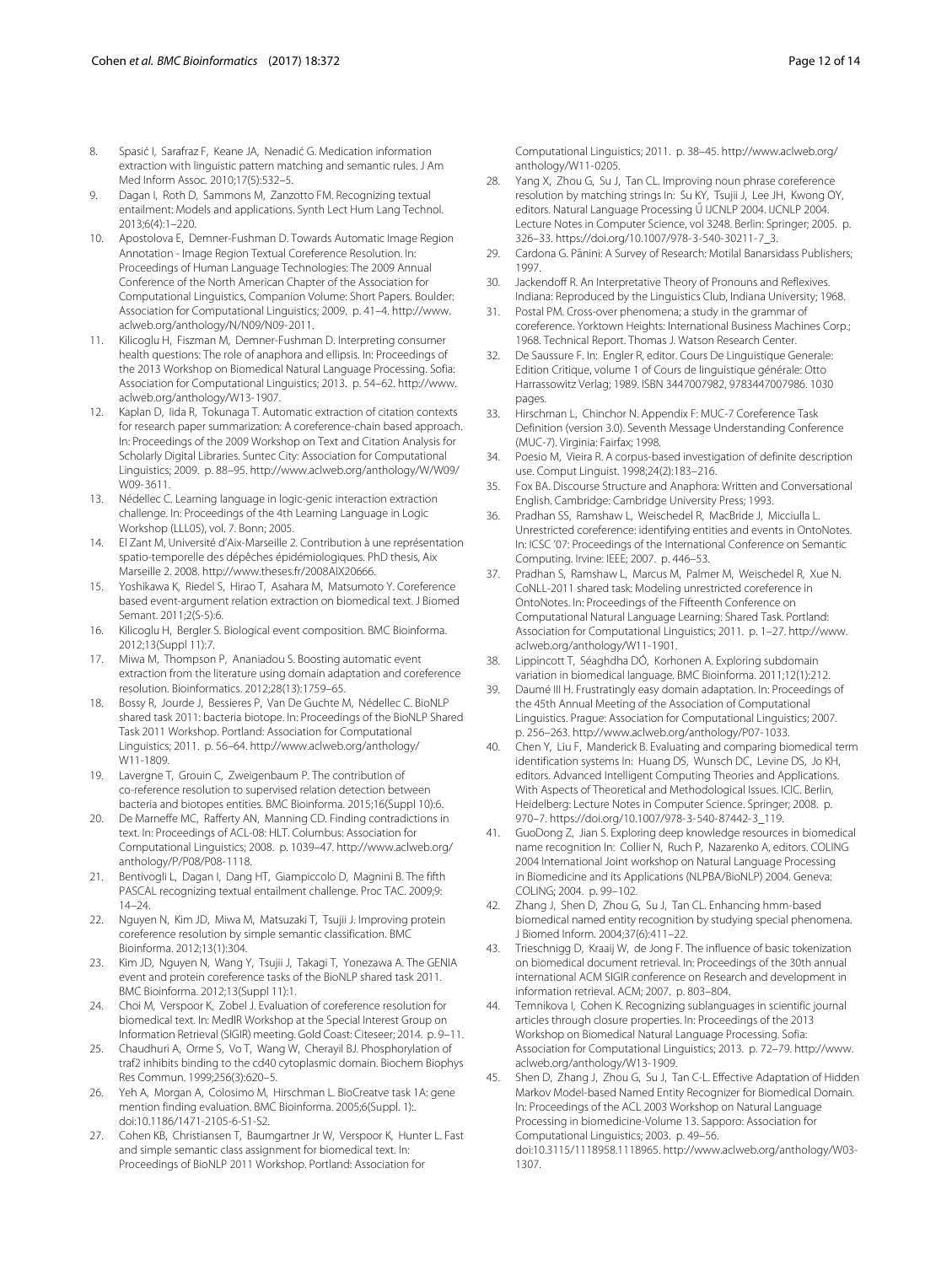8. Spasić I, Sarafraz F, Keane JA, Nenadić G. Medication information extraction with linguistic pattern matching and semantic rules. J Am Med Inform Assoc. 2010;17(5):532–5.
9. Dagan I, Roth D, Sammons M, Zanzotto FM. Recognizing textual entailment: Models and applications. Synth Lect Hum Lang Technol. 2013;6(4):1–220.
10. Apostolova E, Demner-Fushman D. Towards Automatic Image Region Annotation - Image Region Textual Coreference Resolution. In: Proceedings of Human Language Technologies: The 2009 Annual Conference of the North American Chapter of the Association for Computational Linguistics, Companion Volume: Short Papers. Boulder: Association for Computational Linguistics; 2009. p. 41–4. http://www.aclweb.org/anthology/N/N09/N09-2011.
11. Kilicoglu H, Fiszman M, Demner-Fushman D. Interpreting consumer health questions: The role of anaphora and ellipsis. In: Proceedings of the 2013 Workshop on Biomedical Natural Language Processing. Sofia: Association for Computational Linguistics; 2013. p. 54–62. http://www.aclweb.org/anthology/W13-1907.
12. Kaplan D, Iida R, Tokunaga T. Automatic extraction of citation contexts for research paper summarization: A coreference-chain based approach. In: Proceedings of the 2009 Workshop on Text and Citation Analysis for Scholarly Digital Libraries. Suntec City: Association for Computational Linguistics; 2009. p. 88–95. http://www.aclweb.org/anthology/W/W09/W09-3611.
13. Nédellec C. Learning language in logic-genic interaction extraction challenge. In: Proceedings of the 4th Learning Language in Logic Workshop (LLL05), vol. 7. Bonn; 2005.
14. El Zant M, Université d'Aix-Marseille 2. Contribution à une représentation spatio-temporelle des dépêches épidémiologiques. PhD thesis, Aix Marseille 2. 2008. http://www.theses.fr/2008AIX20666.
15. Yoshikawa K, Riedel S, Hirao T, Asahara M, Matsumoto Y. Coreference based event-argument relation extraction on biomedical text. J Biomed Semant. 2011;2(S-5):6.
16. Kilicoglu H, Bergler S. Biological event composition. BMC Bioinforma. 2012;13(Suppl 11):7.
17. Miwa M, Thompson P, Ananiadou S. Boosting automatic event extraction from the literature using domain adaptation and coreference resolution. Bioinformatics. 2012;28(13):1759–65.
18. Bossy R, Jourde J, Bessieres P, Van De Guchte M, Nédellec C. BioNLP shared task 2011: bacteria biotope. In: Proceedings of the BioNLP Shared Task 2011 Workshop. Portland: Association for Computational Linguistics; 2011. p. 56–64. http://www.aclweb.org/anthology/W11-1809.
19. Lavergne T, Grouin C, Zweigenbaum P. The contribution of co-reference resolution to supervised relation detection between bacteria and biotopes entities. BMC Bioinform. 2015;16(Suppl 10):6.
20. De Marneffe MC, Rafferty AN, Manning CD. Finding contradictions in text. In: Proceedings of ACL-08: HLT. Columbus: Association for Computational Linguistics; 2008. p. 1039–47. http://www.aclweb.org/anthology/P/P08/P08-1118.
21. Bentivogli L, Dagan I, Dang HT, Giampiccolo D, Magnini B. The fifth PASCAL recognizing textual entailment challenge. Proc TAC. 2009;9:14–24.
22. Nguyen N, Kim JD, Miwa M, Matsuzaki T, Tsujii J. Improving protein coreference resolution by simple semantic classification. BMC Bioinforma. 2012;13(1):304.
23. Kim JD, Nguyen N, Wang Y, Tsujii J, Takagi T, Yonezawa A. The GENIA event and protein coreference tasks of the BioNLP shared task 2011. BMC Bioinforma. 2012;13(Suppl 11):1.
24. Choi M, Verspoor K, Zobel J. Evaluation of coreference resolution for biomedical text. In: MedIR Workshop at the Special Interest Group on Information Retrieval (SIGIR) meeting. Gold Coast: Citeseer; 2014. p. 9–11.
25. Chaudhuri A, Orme S, Vo T, Wang W, Cherayil BJ. Phosphorylation of traf2 inhibits binding to the cd40 cytoplasmic domain. Biochem Biophys Res Commun. 1999;256(3):620–5.
26. Yeh A, Morgan A, Colosimo M, Hirschman L. BioCreatve task 1A: gene mention finding evaluation. BMC Bioinforma. 2005;6(Suppl. 1):. doi:10.1186/1471-2105-6-S1-S2.
27. Cohen KB, Christiansen T, Baumgartner Jr W, Verspoor K, Hunter L. Fast and simple semantic class assignment for biomedical text. In: Proceedings of BioNLP 2011 Workshop. Portland: Association for Computational Linguistics; 2011. p. 38–45. http://www.aclweb.org/anthology/W11-0205.
28. Yang X, Zhou G, Su J, Tan CL. Improving noun phrase coreference resolution by matching strings In: Su KY, Tsujii J, Lee JH, Kwong OY, editors. Natural Language Processing Ű IJCNLP 2004. IJCNLP 2004. Lecture Notes in Computer Science, vol 3248. Berlin: Springer; 2005. p. 326–33. https://doi.org/10.1007/978-3-540-30211-7_3.
29. Cardona G. Pāṇini: A Survey of Research: Motilal Banarsidass Publishers; 1997.
30. Jackendoff R. An Interpretative Theory of Pronouns and Reflexives. Indiana: Reproduced by the Linguistics Club, Indiana University; 1968.
31. Postal PM. Cross-over phenomena; a study in the grammar of coreference. Yorktown Heights: International Business Machines Corp.; 1968. Technical Report. Thomas J. Watson Research Center.
32. De Saussure F. In: Engler R, editor. Cours De Linguistique Generale: Edition Critique, volume 1 of Cours de linguistique générale: Otto Harrassowitz Verlag; 1989. ISBN 3447007982, 9783447007986. 1030 pages.
33. Hirschman L, Chinchor N. Appendix F: MUC-7 Coreference Task Definition (version 3.0). Seventh Message Understanding Conference (MUC-7). Virginia: Fairfax; 1998.
34. Poesio M, Vieira R. A corpus-based investigation of definite description use. Comput Linguist. 1998;24(2):183–216.
35. Fox BA. Discourse Structure and Anaphora: Written and Conversational English. Cambridge: Cambridge University Press; 1993.
36. Pradhan SS, Ramshaw L, Weischedel R, MacBride J, Micciulla L. Unrestricted coreference: identifying entities and events in OntoNotes. In: ICSC '07: Proceedings of the International Conference on Semantic Computing. Irvine: IEEE; 2007. p. 446–53.
37. Pradhan S, Ramshaw L, Marcus M, Palmer M, Weischedel R, Xue N. CoNLL-2011 shared task: Modeling unrestricted coreference in OntoNotes. In: Proceedings of the Fifteenth Conference on Computational Natural Language Learning: Shared Task. Portland: Association for Computational Linguistics; 2011. p. 1–27. http://www.aclweb.org/anthology/W11-1901.
38. Lippincott T, Séaghdha DÓ, Korhonen A. Exploring subdomain variation in biomedical language. BMC Bioinforma. 2011;12(1):212.
39. Daumé III H. Frustratingly easy domain adaptation. In: Proceedings of the 45th Annual Meeting of the Association of Computational Linguistics. Prague: Association for Computational Linguistics; 2007. p. 256–263. http://www.aclweb.org/anthology/P07-1033.
40. Chen Y, Liu F, Manderick B. Evaluating and comparing biomedical term identification systems In: Huang DS, Wunsch DC, Levine DS, Jo KH, editors. Advanced Intelligent Computing Theories and Applications. With Aspects of Theoretical and Methodological Issues. ICIC. Berlin, Heidelberg: Lecture Notes in Computer Science. Springer; 2008. p. 970–7. https://doi.org/10.1007/978-3-540-87442-3_119.
41. GuoDong Z, Jian S. Exploring deep knowledge resources in biomedical name recognition In: Collier N, Ruch P, Nazarenko A, editors. COLING 2004 International Joint workshop on Natural Language Processing in Biomedicine and its Applications (NLPBA/BioNLP) 2004. Geneva: COLING; 2004. p. 99–102.
42. Zhang J, Shen D, Zhou G, Su J, Tan CL. Enhancing hmm-based biomedical named entity recognition by studying special phenomena. J Biomed Inform. 2004;37(6):411–22.
43. Trieschnigg D, Kraaij W, de Jong F. The influence of basic tokenization on biomedical document retrieval. In: Proceedings of the 30th annual international ACM SIGIR conference on Research and development in information retrieval. ACM; 2007. p. 803–804.
44. Temnikova I, Cohen K. Recognizing sublanguages in scientific journal articles through closure properties. In: Proceedings of the 2013 Workshop on Biomedical Natural Language Processing. Sofia: Association for Computational Linguistics; 2013. p. 72–79. http://www.aclweb.org/anthology/W13-1909.
45. Shen D, Zhang J, Zhou G, Su J, Tan C-L. Effective Adaptation of Hidden Markov Model-based Named Entity Recognizer for Biomedical Domain. In: Proceedings of the ACL 2003 Workshop on Natural Language Processing in biomedicine-Volume 13. Sapporo: Association for Computational Linguistics; 2003. p. 49–56. doi:10.3115/1118958.1118965. http://www.aclweb.org/anthology/W03-1307.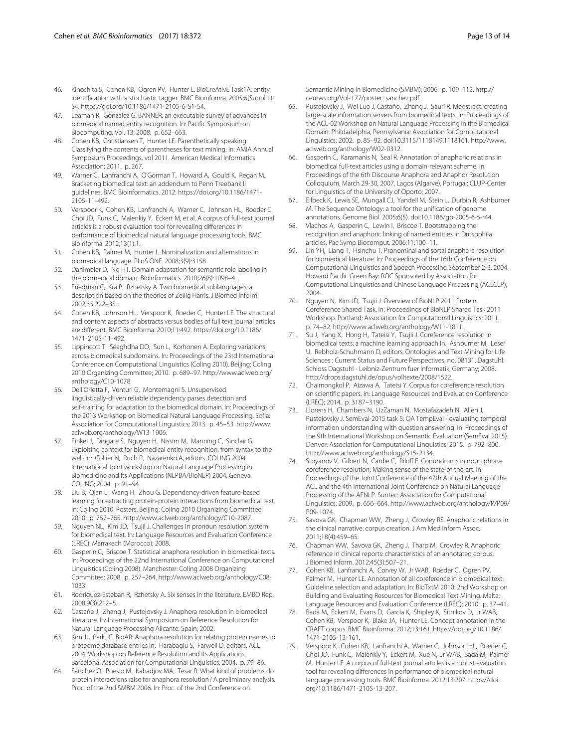46. Kinoshita S, Cohen KB, Ogren PV, Hunter L. BioCreAtIvE Task1A: entity identification with a stochastic tagger. BMC Bioinforma. 2005;6(Suppl 1): S4. https://doi.org/10.1186/1471-2105-6-S1-S4.
47. Leaman R, Gonzalez G. BANNER: an executable survey of advances in biomedical named entity recognition. In: Pacific Symposium on Biocomputing. Vol. 13; 2008. p. 652–663.
48. Cohen KB, Christiansen T, Hunter LE. Parenthetically speaking: Classifying the contents of parentheses for text mining. In: AMIA Annual Symposium Proceedings, vol 2011. American Medical Informatics Association; 2011. p. 267.
49. Warner C, Lanfranchi A, O'Gorman T, Howard A, Gould K, Regan M. Bracketing biomedical text: an addendum to Penn Treebank II guidelines. BMC Bioinformatics. 2012. https://doi.org/10.1186/1471-2105-11-492.
50. Verspoor K, Cohen KB, Lanfranchi A, Warner C, Johnson HL, Roeder C, Choi JD, Funk C, Malenkiy Y, Eckert M, et al. A corpus of full-text journal articles is a robust evaluation tool for revealing differences in performance of biomedical natural language processing tools. BMC Bioinforma. 2012;13(1):1.
51. Cohen KB, Palmer M, Hunter L. Nominalization and alternations in biomedical language. PLoS ONE. 2008;3(9):3158.
52. Dahlmeier D, Ng HT. Domain adaptation for semantic role labeling in the biomedical domain. Bioinformatics. 2010;26(8):1098–4.
53. Friedman C, Kra P, Rzhetsky A. Two biomedical sublanguages: a description based on the theories of Zellig Harris. J Biomed Inform. 2002;35:222–35.
54. Cohen KB, Johnson HL, Verspoor K, Roeder C, Hunter LE. The structural and content aspects of abstracts versus bodies of full text journal articles are different. BMC Bioinforma. 2010;11:492. https://doi.org/10.1186/1471-2105-11-492.
55. Lippincott T, Séaghdha DO, Sun L, Korhonen A. Exploring variations across biomedical subdomains. In: Proceedings of the 23rd International Conference on Computational Linguistics (Coling 2010). Beijing: Coling 2010 Organizing Committee; 2010. p. 689–97. http://www.aclweb.org/anthology/C10-1078.
56. Dell'Orletta F, Venturi G, Montemagni S. Unsupervised linguistically-driven reliable dependency parses detection and self-training for adaptation to the biomedical domain. In: Proceedings of the 2013 Workshop on Biomedical Natural Language Processing. Sofia: Association for Computational Linguistics; 2013. p. 45–53. http://www.aclweb.org/anthology/W13-1906.
57. Finkel J, Dingare S, Nguyen H, Nissim M, Manning C, Sinclair G. Exploiting context for biomedical entity recognition: from syntax to the web In: Collier N, Ruch P, Nazarenko A, editors. COLING 2004 International Joint workshop on Natural Language Processing in Biomedicine and its Applications (NLPBA/BioNLP) 2004. Geneva: COLING; 2004. p. 91–94.
58. Liu B, Qian L, Wang H, Zhou G. Dependency-driven feature-based learning for extracting protein-protein interactions from biomedical text. In: Coling 2010: Posters. Beijing: Coling 2010 Organizing Committee; 2010. p. 757–765. http://www.aclweb.org/anthology/C10-2087.
59. Nguyen NL, Kim JD, Tsujii J. Challenges in pronoun resolution system for biomedical text. In: Language Resources and Evaluation Conference (LREC). Marrakech (Morocco); 2008.
60. Gasperin C, Briscoe T. Statistical anaphora resolution in biomedical texts. In: Proceedings of the 22nd International Conference on Computational Linguistics (Coling 2008). Manchester: Coling 2008 Organizing Committee; 2008. p. 257–264. http://www.aclweb.org/anthology/C08-1033.
61. Rodriguez-Esteban R, Rzhetsky A. Six senses in the literature. EMBO Rep. 2008;9(3):212–5.
62. Castaño J, Zhang J, Pustejovsky J. Anaphora resolution in biomedical literature. In: International Symposium on Reference Resolution for Natural Language Processing Alicante. Spain; 2002.
63. Kim JJ, Park JC. BioAR: Anaphora resolution for relating protein names to proteome database entries In: Harabagiu S, Farwell D, editors. ACL 2004: Workshop on Reference Resolution and Its Applications. Barcelona: Association for Computational Linguistics; 2004. p. 79–86.
64. Sanchez O, Poesio M, Kabadjov MA, Tesar R. What kind of problems do protein interactions raise for anaphora resolution? A preliminary analysis. Proc. of the 2nd SMBM 2006. In: Proc. of the 2nd Conference on Semantic Mining in Biomedicine (SMBM); 2006. p. 109–112. http://ceurws.org/Vol-177/poster_sanchez.pdf.
65. Pustejovsky J, Wei Luo J, Castaño, Zhang J, Saurí R. Medstract: creating large-scale information servers from biomedical texts. In: Proceedings of the ACL-02 Workshop on Natural Language Processing in the Biomedical Domain. Phildadelphia, Pennsylvania: Association for Computational Linguistics; 2002. p. 85–92. doi:10.3115/1118149.1118161. http://www.aclweb.org/anthology/W02-0312.
66. Gasperin C, Karamanis N, Seal R. Annotation of anaphoric relations in biomedical full-text articles using a domain-relevant scheme. In: Proceedings of the 6th Discourse Anaphora and Anaphor Resolution Colloquium, March 29-30, 2007. Lagos (Algarve), Portugal: CLUP-Center for Linguistics of the University of Oporto; 2007.
67. Eilbeck K, Lewis SE, Mungall CJ, Yandell M, Stein L, Durbin R, Ashburner M. The Sequence Ontology: a tool for the unification of genome annotations. Genome Biol. 2005;6(5). doi:10.1186/gb-2005-6-5-r44.
68. Vlachos A, Gasperin C, Lewin I, Briscoe T. Bootstrapping the recognition and anaphoric linking of named entities in Drosophila articles. Pac Symp Biocomput. 2006;11:100–11.
69. Lin YH, Liang T, Hsinchu T. Pronominal and sortal anaphora resolution for biomedical literature. In: Proceedings of the 16th Conference on Computational Linguistics and Speech Processing September 2-3, 2004. Howard Pacific Green Bay: ROC Sponsored by Association for Computational Linguistics and Chinese Language Processing (ACLCLP); 2004.
70. Nguyen N, Kim JD, Tsujii J. Overview of BioNLP 2011 Protein Coreference Shared Task. In: Proceedings of BioNLP Shared Task 2011 Workshop. Portland: Association for Computational Linguistics; 2011. p. 74–82. http://www.aclweb.org/anthology/W11-1811.
71. Su J, Yang X, Hong H, Tateisi Y, Tsujii J. Coreference resolution in biomedical texts: a machine learning approach In: Ashburner M, Leser U, Rebholz-Schuhmann D, editors. Ontologies and Text Mining for Life Sciences : Current Status and Future Perspectives, no. 08131. Dagstuhl: Schloss Dagstuhl - Leibniz-Zentrum fuer Informatik, Germany; 2008. http://drops.dagstuhl.de/opus/volltexte/2008/1522.
72. Chaimongkol P, Aizawa A, Tateisi Y. Corpus for coreference resolution on scientific papers. In: Language Resources and Evaluation Conference (LREC); 2014. p. 3187–3190.
73. Llorens H, Chambers N, UzZaman N, Mostafazadeh N, Allen J, Pustejovsky J. SemEval-2015 task 5: QA TempEval - evaluating temporal information understanding with question answering. In: Proceedings of the 9th International Workshop on Semantic Evaluation (SemEval 2015). Denver: Association for Computational Linguistics; 2015. p. 792–800. http://www.aclweb.org/anthology/S15-2134.
74. Stoyanov V, Gilbert N, Cardie C, Riloff E. Conundrums in noun phrase coreference resolution: Making sense of the state-of-the-art. In: Proceedings of the Joint Conference of the 47th Annual Meeting of the ACL and the 4th International Joint Conference on Natural Language Processing of the AFNLP. Suntec: Association for Computational Linguistics; 2009. p. 656–664. http://www.aclweb.org/anthology/P/P09/P09-1074.
75. Savova GK, Chapman WW, Zheng J, Crowley RS. Anaphoric relations in the clinical narrative: corpus creation. J Am Med Inform Assoc. 2011;18(4):459–65.
76. Chapman WW, Savova GK, Zheng J, Tharp M, Crowley R. Anaphoric reference in clinical reports: characteristics of an annotated corpus. J Biomed Inform. 2012;45(3):507–21.
77. Cohen KB, Lanfranchi A, Corvey W, Jr WAB, Roeder C, Ogren PV, Palmer M, Hunter LE. Annotation of all coreference in biomedical text: Guideline selection and adaptation. In: BioTxtM 2010: 2nd Workshop on Building and Evaluating Resources for Biomedical Text Mining. Malta: Language Resources and Evaluation Conference (LREC); 2010. p. 37–41.
78. Bada M, Eckert M, Evans D, Garcia K, Shipley K, Sitnikov D, Jr WAB, Cohen KB, Verspoor K, Blake JA, Hunter LE. Concept annotation in the CRAFT corpus. BMC Bioinforma. 2012;13:161. https://doi.org/10.1186/1471-2105-13-161.
79. Verspoor K, Cohen KB, Lanfranchi A, Warner C, Johnson HL, Roeder C, Choi JD, Funk C, Malenkiy Y, Eckert M, Xue N, Jr WAB, Bada M, Palmer M, Hunter LE. A corpus of full-text journal articles is a robust evaluation tool for revealing differences in performance of biomedical natural language processing tools. BMC Bioinforma. 2012;13:207. https://doi.org/10.1186/1471-2105-13-207.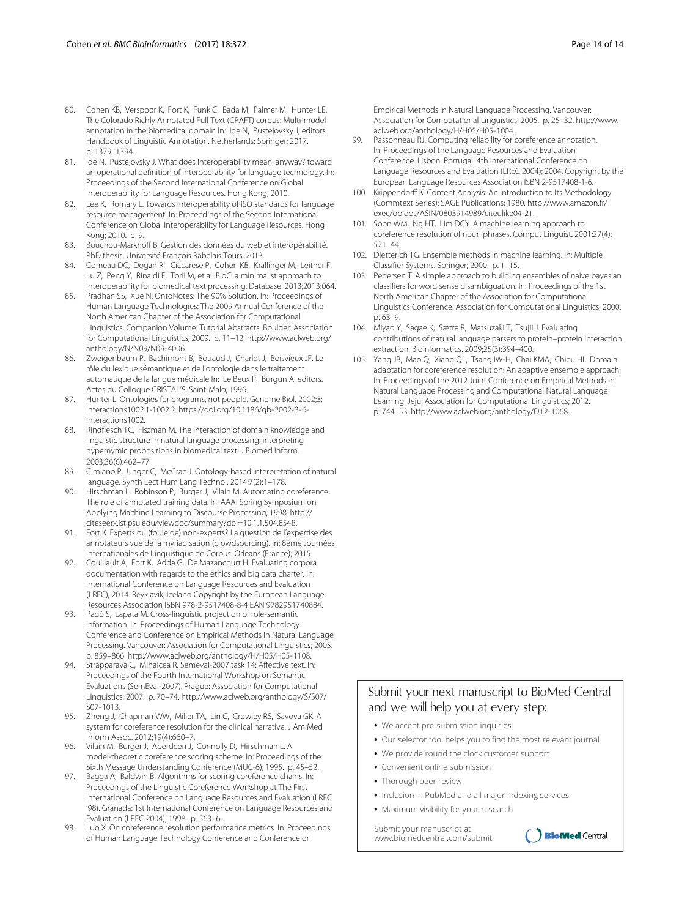80. Cohen KB, Verspoor K, Fort K, Funk C, Bada M, Palmer M, Hunter LE. The Colorado Richly Annotated Full Text (CRAFT) corpus: Multi-model annotation in the biomedical domain In: Ide N, Pustejovsky J, editors. Handbook of Linguistic Annotation. Netherlands: Springer; 2017. p. 1379–1394.
81. Ide N, Pustejovsky J. What does interoperability mean, anyway? toward an operational definition of interoperability for language technology. In: Proceedings of the Second International Conference on Global Interoperability for Language Resources. Hong Kong; 2010.
82. Lee K, Romary L. Towards interoperability of ISO standards for language resource management. In: Proceedings of the Second International Conference on Global Interoperability for Language Resources. Hong Kong; 2010. p. 9.
83. Bouchou-Markhoff B. Gestion des données du web et interopérabilité. PhD thesis, Université François Rabelais Tours. 2013.
84. Comeau DC, Doğan RI, Ciccarese P, Cohen KB, Krallinger M, Leitner F, Lu Z, Peng Y, Rinaldi F, Torii M, et al. BioC: a minimalist approach to interoperability for biomedical text processing. Database. 2013;2013:064.
85. Pradhan SS, Xue N. OntoNotes: The 90% Solution. In: Proceedings of Human Language Technologies: The 2009 Annual Conference of the North American Chapter of the Association for Computational Linguistics, Companion Volume: Tutorial Abstracts. Boulder: Association for Computational Linguistics; 2009. p. 11–12. http://www.aclweb.org/anthology/N/N09/N09-4006.
86. Zweigenbaum P, Bachimont B, Bouaud J, Charlet J, Boisvieux JF. Le rôle du lexique sémantique et de l'ontologie dans le traitement automatique de la langue médicale In: Le Beux P, Burgun A, editors. Actes du Colloque CRISTAL'S, Saint-Malo; 1996.
87. Hunter L. Ontologies for programs, not people. Genome Biol. 2002;3: Interactions1002.1-1002.2. https://doi.org/10.1186/gb-2002-3-6-interactions1002.
88. Rindflesch TC, Fiszman M. The interaction of domain knowledge and linguistic structure in natural language processing: interpreting hypernymic propositions in biomedical text. J Biomed Inform. 2003;36(6):462–77.
89. Cimiano P, Unger C, McCrae J. Ontology-based interpretation of natural language. Synth Lect Hum Lang Technol. 2014;7(2):1–178.
90. Hirschman L, Robinson P, Burger J, Vilain M. Automating coreference: The role of annotated training data. In: AAAI Spring Symposium on Applying Machine Learning to Discourse Processing; 1998. http://citeseerx.ist.psu.edu/viewdoc/summary?doi=10.1.1.504.8548.
91. Fort K. Experts ou (foule de) non-experts? La question de l'expertise des annotateurs vue de la myriadisation (crowdsourcing). In: 8ème Journées Internationales de Linguistique de Corpus. Orleans (France); 2015.
92. Couillault A, Fort K, Adda G, De Mazancourt H. Evaluating corpora documentation with regards to the ethics and big data charter. In: International Conference on Language Resources and Evaluation (LREC); 2014. Reykjavik, Iceland Copyright by the European Language Resources Association ISBN 978-2-9517408-8-4 EAN 9782951740884.
93. Padó S, Lapata M. Cross-linguistic projection of role-semantic information. In: Proceedings of Human Language Technology Conference and Conference on Empirical Methods in Natural Language Processing. Vancouver: Association for Computational Linguistics; 2005. p. 859–866. http://www.aclweb.org/anthology/H/H05/H05-1108.
94. Strapparava C, Mihalcea R. Semeval-2007 task 14: Affective text. In: Proceedings of the Fourth International Workshop on Semantic Evaluations (SemEval-2007). Prague: Association for Computational Linguistics; 2007. p. 70–74. http://www.aclweb.org/anthology/S/S07/S07-1013.
95. Zheng J, Chapman WW, Miller TA, Lin C, Crowley RS, Savova GK. A system for coreference resolution for the clinical narrative. J Am Med Inform Assoc. 2012;19(4):660–7.
96. Vilain M, Burger J, Aberdeen J, Connolly D, Hirschman L. A model-theoretic coreference scoring scheme. In: Proceedings of the Sixth Message Understanding Conference (MUC-6); 1995. p. 45–52.
97. Bagga A, Baldwin B. Algorithms for scoring coreference chains. In: Proceedings of the Linguistic Coreference Workshop at The First International Conference on Language Resources and Evaluation (LREC '98). Granada: 1st International Conference on Language Resources and Evaluation (LREC 2004); 1998. p. 563–6.
98. Luo X. On coreference resolution performance metrics. In: Proceedings of Human Language Technology Conference and Conference on Empirical Methods in Natural Language Processing. Vancouver: Association for Computational Linguistics; 2005. p. 25–32. http://www.aclweb.org/anthology/H/H05/H05-1004.
99. Passonneau RJ. Computing reliability for coreference annotation. In: Proceedings of the Language Resources and Evaluation Conference. Lisbon, Portugal: 4th International Conference on Language Resources and Evaluation (LREC 2004); 2004. Copyright by the European Language Resources Association ISBN 2-9517408-1-6.
100. Krippendorff K. Content Analysis: An Introduction to Its Methodology (Commtext Series): SAGE Publications; 1980. http://www.amazon.fr/exec/obidos/ASIN/0803914989/citeulike04-21.
101. Soon WM, Ng HT, Lim DCY. A machine learning approach to coreference resolution of noun phrases. Comput Linguist. 2001;27(4): 521–44.
102. Dietterich TG. Ensemble methods in machine learning. In: Multiple Classifier Systems. Springer; 2000. p. 1–15.
103. Pedersen T. A simple approach to building ensembles of naive bayesian classifiers for word sense disambiguation. In: Proceedings of the 1st North American Chapter of the Association for Computational Linguistics Conference. Association for Computational Linguistics; 2000. p. 63–9.
104. Miyao Y, Sagae K, Sætre R, Matsuzaki T, Tsujii J. Evaluating contributions of natural language parsers to protein–protein interaction extraction. Bioinformatics. 2009;25(3):394–400.
105. Yang JB, Mao Q, Xiang QL, Tsang IW-H, Chai KMA, Chieu HL. Domain adaptation for coreference resolution: An adaptive ensemble approach. In: Proceedings of the 2012 Joint Conference on Empirical Methods in Natural Language Processing and Computational Natural Language Learning. Jeju: Association for Computational Linguistics; 2012. p. 744–53. http://www.aclweb.org/anthology/D12-1068.

Submit your next manuscript to BioMed Central and we will help you at every step:

- We accept pre-submission inquiries
- Our selector tool helps you to find the most relevant journal
- We provide round the clock customer support
- Convenient online submission
- Thorough peer review
- Inclusion in PubMed and all major indexing services
- Maximum visibility for your research

Submit your manuscript at www.biomedcentral.com/submit

BioMed Central